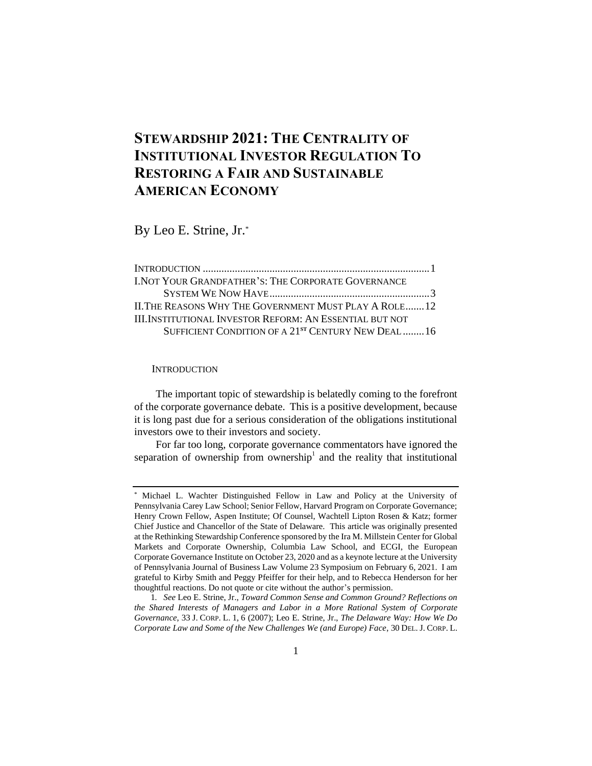# STEWARDSHIP 2021: THE CENTRALITY OF INSTITUTIONAL INVESTOR REGULATION TO RESTORING A FAIR AND SUSTAINABLE AMERICAN ECONOMY

By Leo E. Strine, Jr.*

INTRODUCTION ........................................................................................ 1
I. NOT YOUR GRANDFATHER'S: THE CORPORATE GOVERNANCE SYSTEM WE NOW HAVE ........................................................................ 3
II. THE REASONS WHY THE GOVERNMENT MUST PLAY A ROLE ....... 12
III. INSTITUTIONAL INVESTOR REFORM: AN ESSENTIAL BUT NOT SUFFICIENT CONDITION OF A 21ST CENTURY NEW DEAL ........ 16

## INTRODUCTION

The important topic of stewardship is belatedly coming to the forefront of the corporate governance debate. This is a positive development, because it is long past due for a serious consideration of the obligations institutional investors owe to their investors and society.

For far too long, corporate governance commentators have ignored the separation of ownership from ownership[1] and the reality that institutional

---

\* Michael L. Wachter Distinguished Fellow in Law and Policy at the University of Pennsylvania Carey Law School; Senior Fellow, Harvard Program on Corporate Governance; Henry Crown Fellow, Aspen Institute; Of Counsel, Wachtell Lipton Rosen & Katz; former Chief Justice and Chancellor of the State of Delaware. This article was originally presented at the Rethinking Stewardship Conference sponsored by the Ira M. Millstein Center for Global Markets and Corporate Ownership, Columbia Law School, and ECGI, the European Corporate Governance Institute on October 23, 2020 and as a keynote lecture at the University of Pennsylvania Journal of Business Law Volume 23 Symposium on February 6, 2021. I am grateful to Kirby Smith and Peggy Pfeiffer for their help, and to Rebecca Henderson for her thoughtful reactions. Do not quote or cite without the author's permission.

1. *See* Leo E. Strine, Jr., *Toward Common Sense and Common Ground? Reflections on the Shared Interests of Managers and Labor in a More Rational System of Corporate Governance*, 33 J. CORP. L. 1, 6 (2007); Leo E. Strine, Jr., *The Delaware Way: How We Do Corporate Law and Some of the New Challenges We (and Europe) Face*, 30 DEL. J. CORP. L.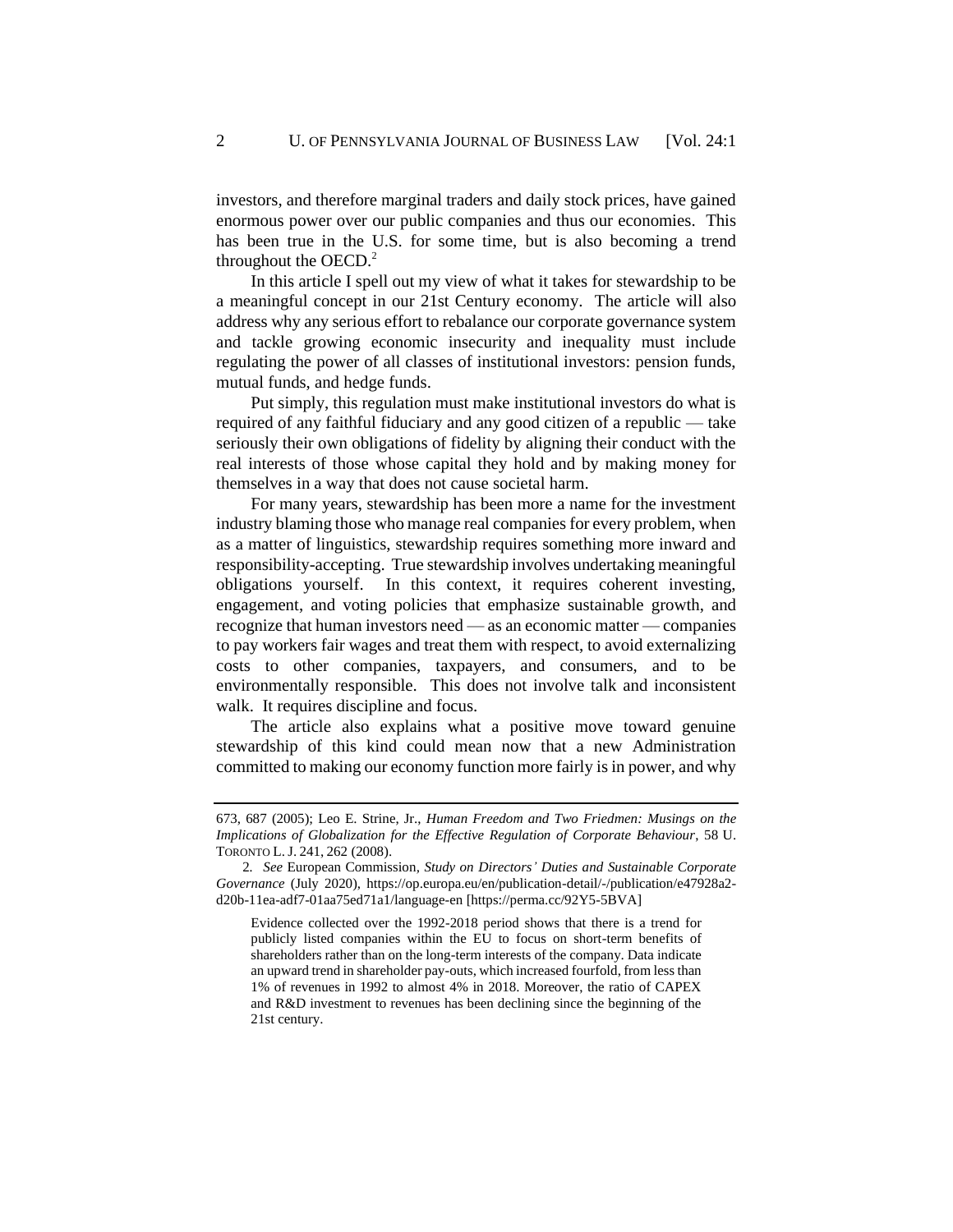investors, and therefore marginal traders and daily stock prices, have gained enormous power over our public companies and thus our economies. This has been true in the U.S. for some time, but is also becoming a trend throughout the OECD.[2]

In this article I spell out my view of what it takes for stewardship to be a meaningful concept in our 21st Century economy. The article will also address why any serious effort to rebalance our corporate governance system and tackle growing economic insecurity and inequality must include regulating the power of all classes of institutional investors: pension funds, mutual funds, and hedge funds.

Put simply, this regulation must make institutional investors do what is required of any faithful fiduciary and any good citizen of a republic — take seriously their own obligations of fidelity by aligning their conduct with the real interests of those whose capital they hold and by making money for themselves in a way that does not cause societal harm.

For many years, stewardship has been more a name for the investment industry blaming those who manage real companies for every problem, when as a matter of linguistics, stewardship requires something more inward and responsibility-accepting. True stewardship involves undertaking meaningful obligations yourself. In this context, it requires coherent investing, engagement, and voting policies that emphasize sustainable growth, and recognize that human investors need — as an economic matter — companies to pay workers fair wages and treat them with respect, to avoid externalizing costs to other companies, taxpayers, and consumers, and to be environmentally responsible. This does not involve talk and inconsistent walk. It requires discipline and focus.

The article also explains what a positive move toward genuine stewardship of this kind could mean now that a new Administration committed to making our economy function more fairly is in power, and why

---

673, 687 (2005); Leo E. Strine, Jr., *Human Freedom and Two Friedmen: Musings on the Implications of Globalization for the Effective Regulation of Corporate Behaviour*, 58 U. TORONTO L. J. 241, 262 (2008).

2. *See* European Commission, *Study on Directors' Duties and Sustainable Corporate Governance* (July 2020), https://op.europa.eu/en/publication-detail/-/publication/e47928a2-d20b-11ea-adf7-01aa75ed71a1/language-en [https://perma.cc/92Y5-5BVA]

> Evidence collected over the 1992-2018 period shows that there is a trend for publicly listed companies within the EU to focus on short-term benefits of shareholders rather than on the long-term interests of the company. Data indicate an upward trend in shareholder pay-outs, which increased fourfold, from less than 1% of revenues in 1992 to almost 4% in 2018. Moreover, the ratio of CAPEX and R&D investment to revenues has been declining since the beginning of the 21st century.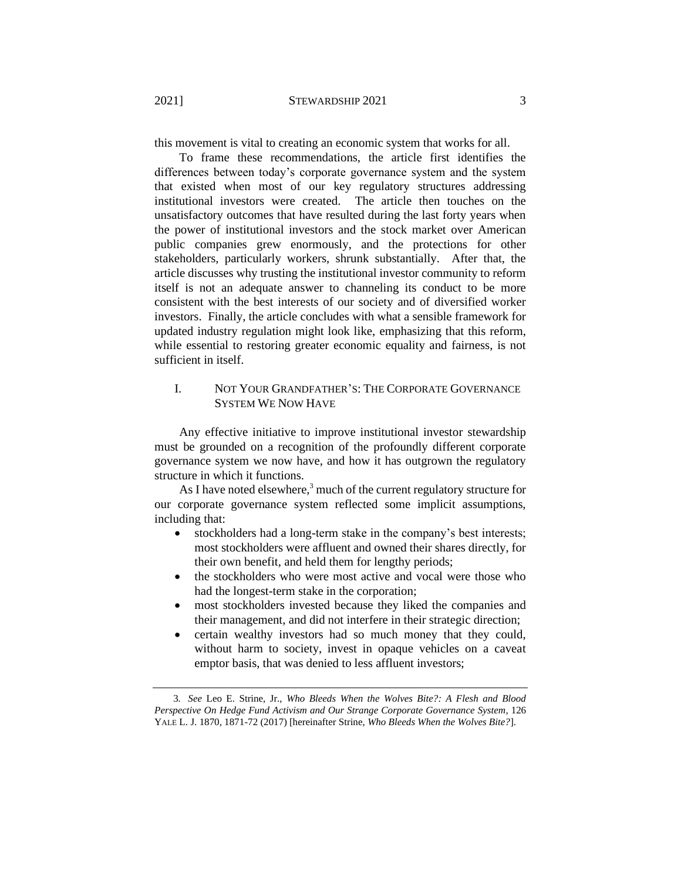this movement is vital to creating an economic system that works for all.

To frame these recommendations, the article first identifies the differences between today's corporate governance system and the system that existed when most of our key regulatory structures addressing institutional investors were created. The article then touches on the unsatisfactory outcomes that have resulted during the last forty years when the power of institutional investors and the stock market over American public companies grew enormously, and the protections for other stakeholders, particularly workers, shrunk substantially. After that, the article discusses why trusting the institutional investor community to reform itself is not an adequate answer to channeling its conduct to be more consistent with the best interests of our society and of diversified worker investors. Finally, the article concludes with what a sensible framework for updated industry regulation might look like, emphasizing that this reform, while essential to restoring greater economic equality and fairness, is not sufficient in itself.

## I. NOT YOUR GRANDFATHER'S: THE CORPORATE GOVERNANCE SYSTEM WE NOW HAVE

Any effective initiative to improve institutional investor stewardship must be grounded on a recognition of the profoundly different corporate governance system we now have, and how it has outgrown the regulatory structure in which it functions.

As I have noted elsewhere,[3] much of the current regulatory structure for our corporate governance system reflected some implicit assumptions, including that:

- stockholders had a long-term stake in the company's best interests; most stockholders were affluent and owned their shares directly, for their own benefit, and held them for lengthy periods;
- the stockholders who were most active and vocal were those who had the longest-term stake in the corporation;
- most stockholders invested because they liked the companies and their management, and did not interfere in their strategic direction;
- certain wealthy investors had so much money that they could, without harm to society, invest in opaque vehicles on a caveat emptor basis, that was denied to less affluent investors;

---

3. *See* Leo E. Strine, Jr., *Who Bleeds When the Wolves Bite?: A Flesh and Blood Perspective On Hedge Fund Activism and Our Strange Corporate Governance System*, 126 YALE L. J. 1870, 1871-72 (2017) [hereinafter Strine, *Who Bleeds When the Wolves Bite?*].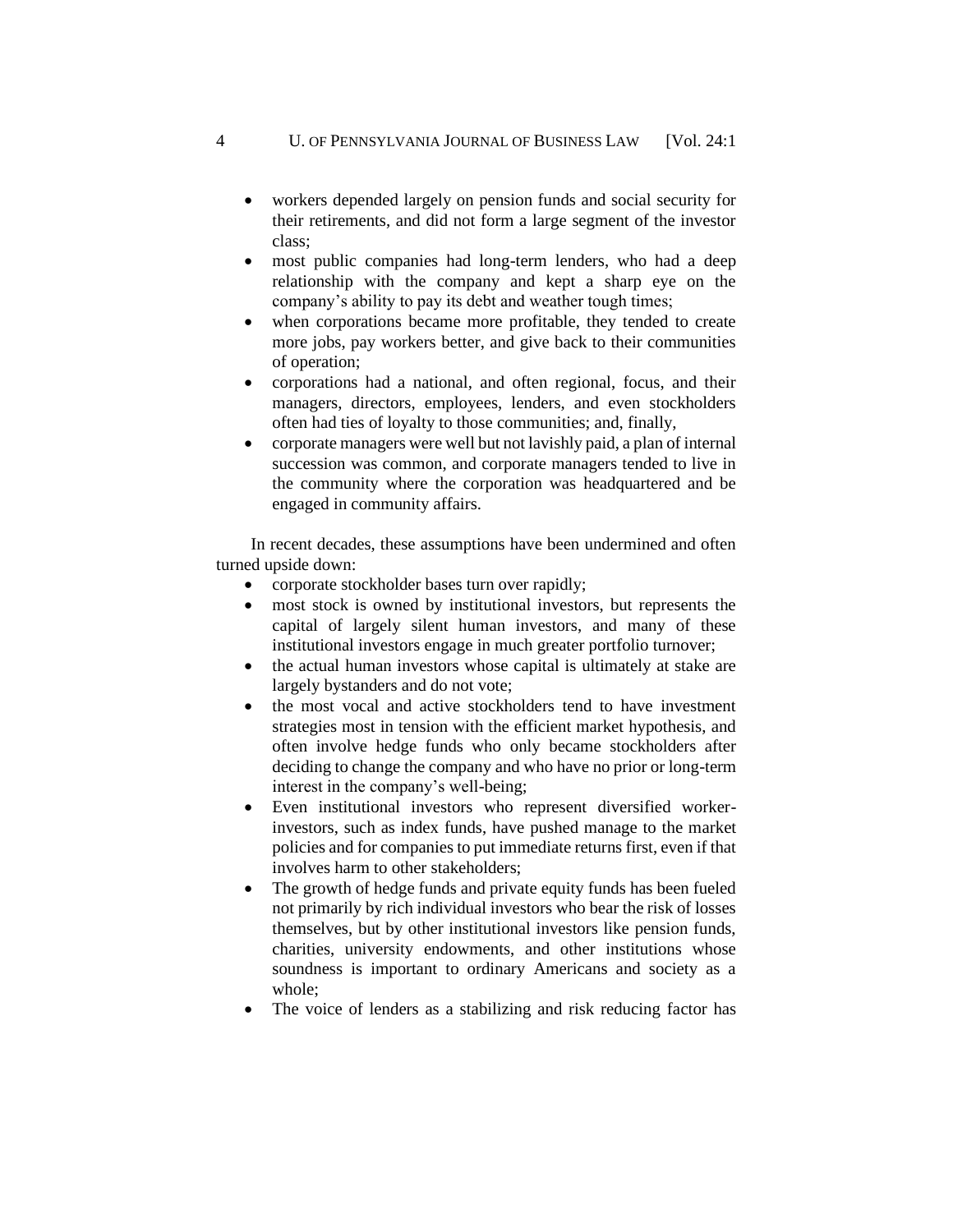- workers depended largely on pension funds and social security for their retirements, and did not form a large segment of the investor class;
- most public companies had long-term lenders, who had a deep relationship with the company and kept a sharp eye on the company's ability to pay its debt and weather tough times;
- when corporations became more profitable, they tended to create more jobs, pay workers better, and give back to their communities of operation;
- corporations had a national, and often regional, focus, and their managers, directors, employees, lenders, and even stockholders often had ties of loyalty to those communities; and, finally,
- corporate managers were well but not lavishly paid, a plan of internal succession was common, and corporate managers tended to live in the community where the corporation was headquartered and be engaged in community affairs.

In recent decades, these assumptions have been undermined and often turned upside down:

- corporate stockholder bases turn over rapidly;
- most stock is owned by institutional investors, but represents the capital of largely silent human investors, and many of these institutional investors engage in much greater portfolio turnover;
- the actual human investors whose capital is ultimately at stake are largely bystanders and do not vote;
- the most vocal and active stockholders tend to have investment strategies most in tension with the efficient market hypothesis, and often involve hedge funds who only became stockholders after deciding to change the company and who have no prior or long-term interest in the company's well-being;
- Even institutional investors who represent diversified worker-investors, such as index funds, have pushed manage to the market policies and for companies to put immediate returns first, even if that involves harm to other stakeholders;
- The growth of hedge funds and private equity funds has been fueled not primarily by rich individual investors who bear the risk of losses themselves, but by other institutional investors like pension funds, charities, university endowments, and other institutions whose soundness is important to ordinary Americans and society as a whole;
- The voice of lenders as a stabilizing and risk reducing factor has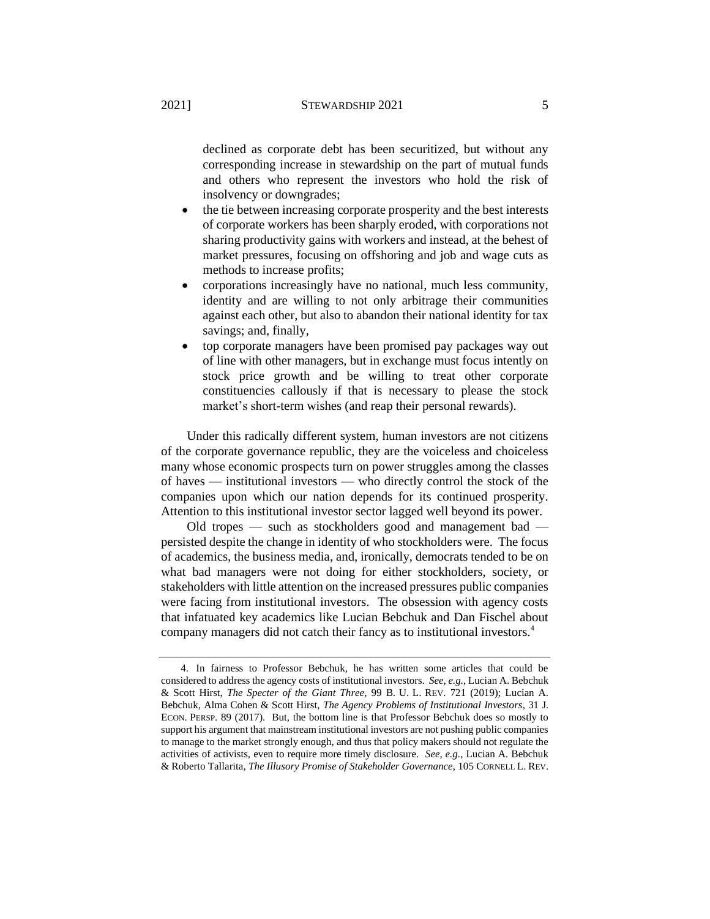declined as corporate debt has been securitized, but without any corresponding increase in stewardship on the part of mutual funds and others who represent the investors who hold the risk of insolvency or downgrades;

- the tie between increasing corporate prosperity and the best interests of corporate workers has been sharply eroded, with corporations not sharing productivity gains with workers and instead, at the behest of market pressures, focusing on offshoring and job and wage cuts as methods to increase profits;
- corporations increasingly have no national, much less community, identity and are willing to not only arbitrage their communities against each other, but also to abandon their national identity for tax savings; and, finally,
- top corporate managers have been promised pay packages way out of line with other managers, but in exchange must focus intently on stock price growth and be willing to treat other corporate constituencies callously if that is necessary to please the stock market's short-term wishes (and reap their personal rewards).

Under this radically different system, human investors are not citizens of the corporate governance republic, they are the voiceless and choiceless many whose economic prospects turn on power struggles among the classes of haves — institutional investors — who directly control the stock of the companies upon which our nation depends for its continued prosperity. Attention to this institutional investor sector lagged well beyond its power.

Old tropes — such as stockholders good and management bad — persisted despite the change in identity of who stockholders were. The focus of academics, the business media, and, ironically, democrats tended to be on what bad managers were not doing for either stockholders, society, or stakeholders with little attention on the increased pressures public companies were facing from institutional investors. The obsession with agency costs that infatuated key academics like Lucian Bebchuk and Dan Fischel about company managers did not catch their fancy as to institutional investors.[4]

---

4. In fairness to Professor Bebchuk, he has written some articles that could be considered to address the agency costs of institutional investors. *See, e.g.*, Lucian A. Bebchuk & Scott Hirst, *The Specter of the Giant Three*, 99 B. U. L. REV. 721 (2019); Lucian A. Bebchuk, Alma Cohen & Scott Hirst, *The Agency Problems of Institutional Investors*, 31 J. ECON. PERSP. 89 (2017). But, the bottom line is that Professor Bebchuk does so mostly to support his argument that mainstream institutional investors are not pushing public companies to manage to the market strongly enough, and thus that policy makers should not regulate the activities of activists, even to require more timely disclosure. *See, e.g.*, Lucian A. Bebchuk & Roberto Tallarita, *The Illusory Promise of Stakeholder Governance*, 105 CORNELL L. REV.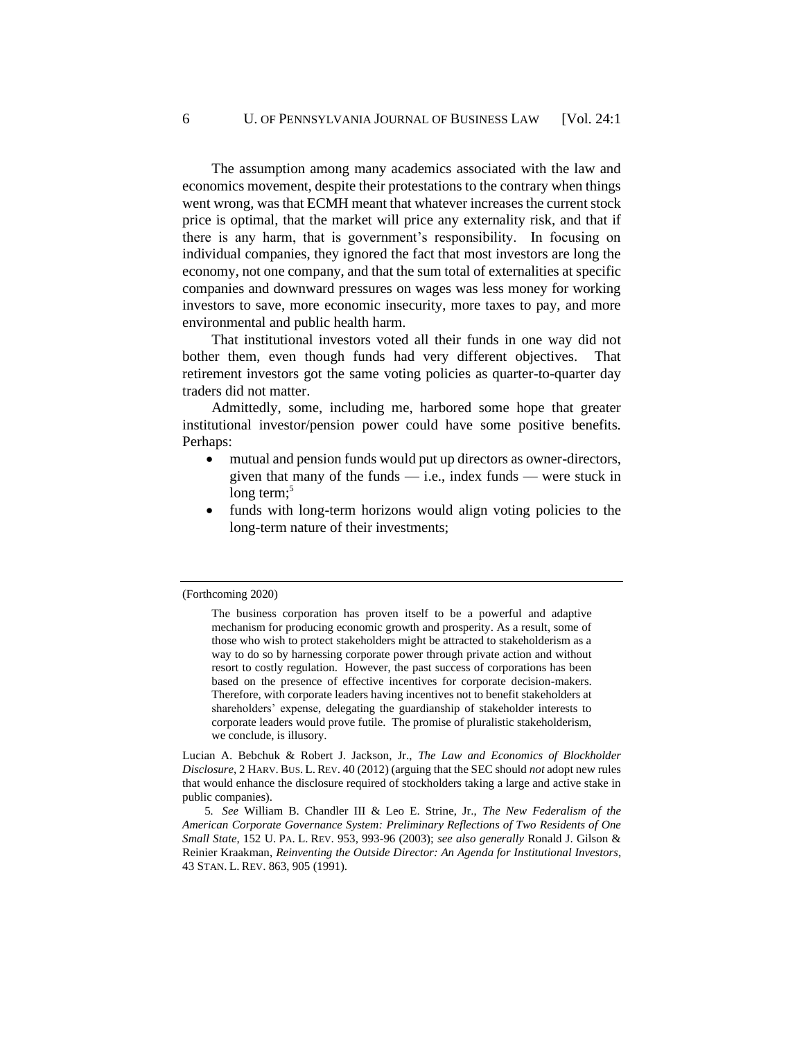The assumption among many academics associated with the law and economics movement, despite their protestations to the contrary when things went wrong, was that ECMH meant that whatever increases the current stock price is optimal, that the market will price any externality risk, and that if there is any harm, that is government's responsibility. In focusing on individual companies, they ignored the fact that most investors are long the economy, not one company, and that the sum total of externalities at specific companies and downward pressures on wages was less money for working investors to save, more economic insecurity, more taxes to pay, and more environmental and public health harm.

That institutional investors voted all their funds in one way did not bother them, even though funds had very different objectives. That retirement investors got the same voting policies as quarter-to-quarter day traders did not matter.

Admittedly, some, including me, harbored some hope that greater institutional investor/pension power could have some positive benefits. Perhaps:

- mutual and pension funds would put up directors as owner-directors, given that many of the funds — i.e., index funds — were stuck in long term;[5]
- funds with long-term horizons would align voting policies to the long-term nature of their investments;

---

(Forthcoming 2020)

> The business corporation has proven itself to be a powerful and adaptive mechanism for producing economic growth and prosperity. As a result, some of those who wish to protect stakeholders might be attracted to stakeholderism as a way to do so by harnessing corporate power through private action and without resort to costly regulation. However, the past success of corporations has been based on the presence of effective incentives for corporate decision-makers. Therefore, with corporate leaders having incentives not to benefit stakeholders at shareholders' expense, delegating the guardianship of stakeholder interests to corporate leaders would prove futile. The promise of pluralistic stakeholderism, we conclude, is illusory.

Lucian A. Bebchuk & Robert J. Jackson, Jr., *The Law and Economics of Blockholder Disclosure*, 2 HARV. BUS. L. REV. 40 (2012) (arguing that the SEC should *not* adopt new rules that would enhance the disclosure required of stockholders taking a large and active stake in public companies).

5. *See* William B. Chandler III & Leo E. Strine, Jr., *The New Federalism of the American Corporate Governance System: Preliminary Reflections of Two Residents of One Small State*, 152 U. PA. L. REV. 953, 993-96 (2003); *see also generally* Ronald J. Gilson & Reinier Kraakman, *Reinventing the Outside Director: An Agenda for Institutional Investors*, 43 STAN. L. REV. 863, 905 (1991).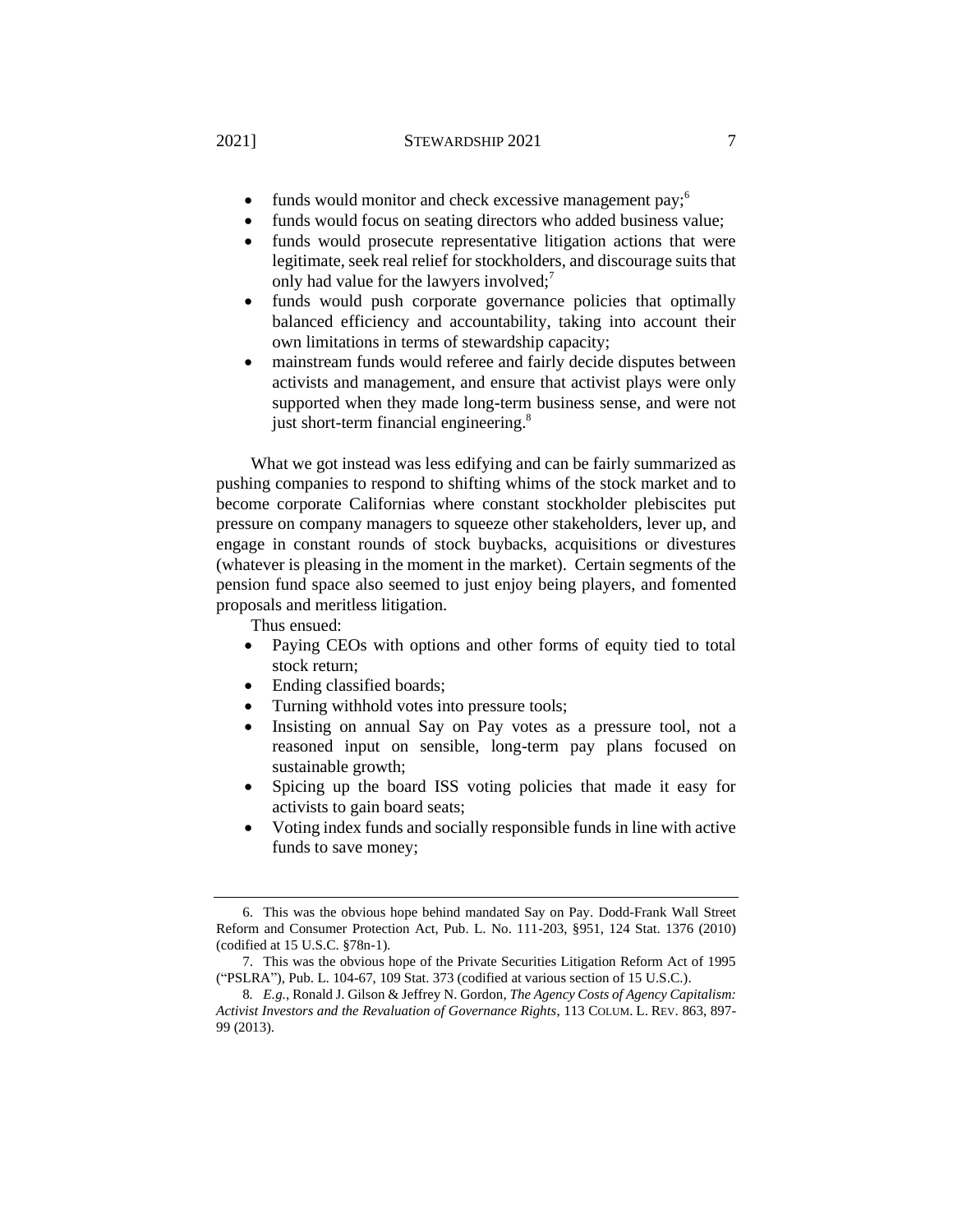- funds would monitor and check excessive management pay;[6]
- funds would focus on seating directors who added business value;
- funds would prosecute representative litigation actions that were legitimate, seek real relief for stockholders, and discourage suits that only had value for the lawyers involved;[7]
- funds would push corporate governance policies that optimally balanced efficiency and accountability, taking into account their own limitations in terms of stewardship capacity;
- mainstream funds would referee and fairly decide disputes between activists and management, and ensure that activist plays were only supported when they made long-term business sense, and were not just short-term financial engineering.[8]

What we got instead was less edifying and can be fairly summarized as pushing companies to respond to shifting whims of the stock market and to become corporate Californias where constant stockholder plebiscites put pressure on company managers to squeeze other stakeholders, lever up, and engage in constant rounds of stock buybacks, acquisitions or divestures (whatever is pleasing in the moment in the market). Certain segments of the pension fund space also seemed to just enjoy being players, and fomented proposals and meritless litigation.

Thus ensued:

- Paying CEOs with options and other forms of equity tied to total stock return;
- Ending classified boards;
- Turning withhold votes into pressure tools;
- Insisting on annual Say on Pay votes as a pressure tool, not a reasoned input on sensible, long-term pay plans focused on sustainable growth;
- Spicing up the board ISS voting policies that made it easy for activists to gain board seats;
- Voting index funds and socially responsible funds in line with active funds to save money;

---

6. This was the obvious hope behind mandated Say on Pay. Dodd-Frank Wall Street Reform and Consumer Protection Act, Pub. L. No. 111-203, §951, 124 Stat. 1376 (2010) (codified at 15 U.S.C. §78n-1).

7. This was the obvious hope of the Private Securities Litigation Reform Act of 1995 ("PSLRA"), Pub. L. 104-67, 109 Stat. 373 (codified at various section of 15 U.S.C.).

8. *E.g.*, Ronald J. Gilson & Jeffrey N. Gordon, *The Agency Costs of Agency Capitalism: Activist Investors and the Revaluation of Governance Rights*, 113 COLUM. L. REV. 863, 897-99 (2013).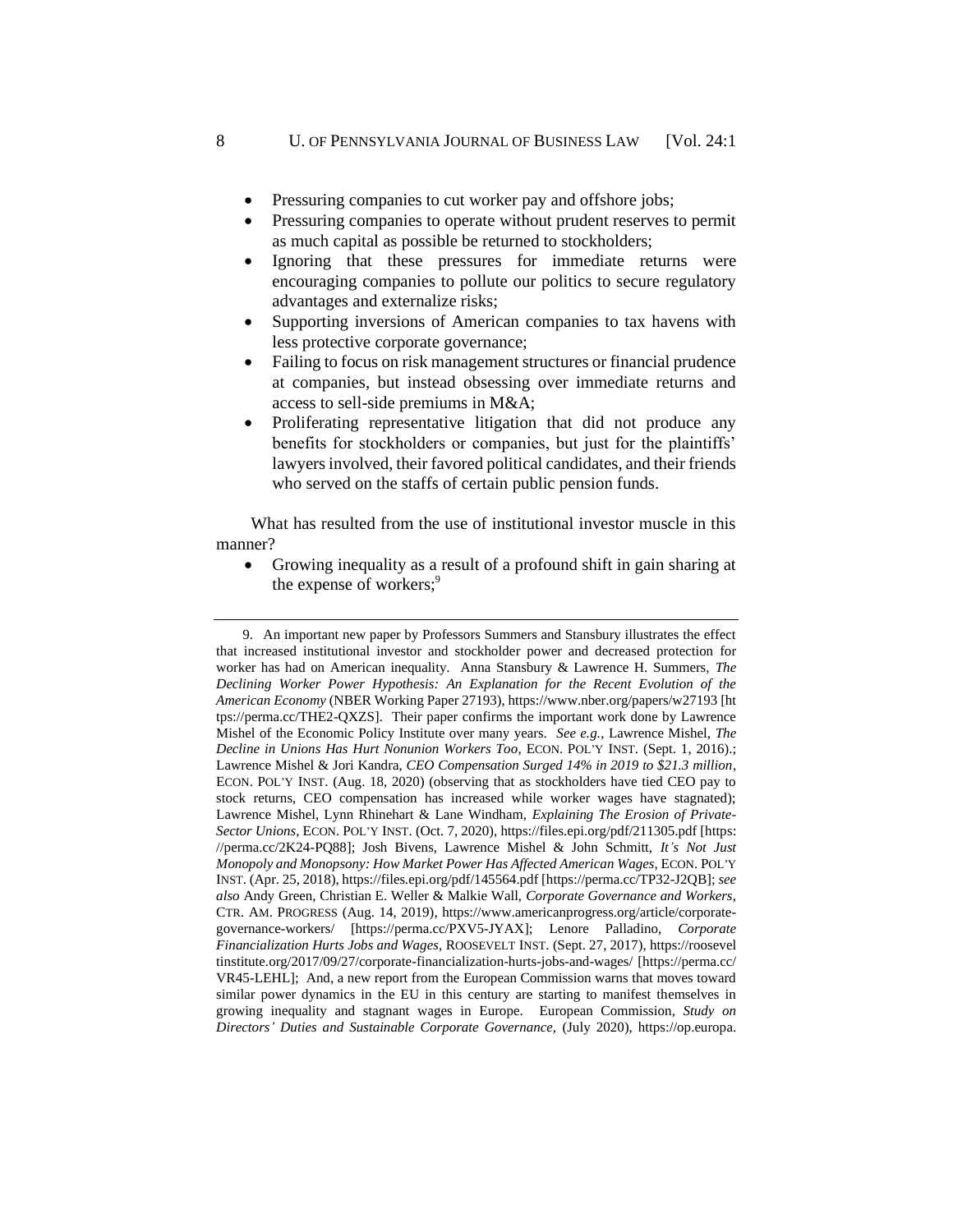- Pressuring companies to cut worker pay and offshore jobs;
- Pressuring companies to operate without prudent reserves to permit as much capital as possible be returned to stockholders;
- Ignoring that these pressures for immediate returns were encouraging companies to pollute our politics to secure regulatory advantages and externalize risks;
- Supporting inversions of American companies to tax havens with less protective corporate governance;
- Failing to focus on risk management structures or financial prudence at companies, but instead obsessing over immediate returns and access to sell-side premiums in M&A;
- Proliferating representative litigation that did not produce any benefits for stockholders or companies, but just for the plaintiffs' lawyers involved, their favored political candidates, and their friends who served on the staffs of certain public pension funds.

What has resulted from the use of institutional investor muscle in this manner?

- Growing inequality as a result of a profound shift in gain sharing at the expense of workers;[9]

---

9. An important new paper by Professors Summers and Stansbury illustrates the effect that increased institutional investor and stockholder power and decreased protection for worker has had on American inequality. Anna Stansbury & Lawrence H. Summers, *The Declining Worker Power Hypothesis: An Explanation for the Recent Evolution of the American Economy* (NBER Working Paper 27193), https://www.nber.org/papers/w27193 [https://perma.cc/THE2-QXZS]. Their paper confirms the important work done by Lawrence Mishel of the Economic Policy Institute over many years. *See e.g.*, Lawrence Mishel, *The Decline in Unions Has Hurt Nonunion Workers Too*, ECON. POL'Y INST. (Sept. 1, 2016).; Lawrence Mishel & Jori Kandra, *CEO Compensation Surged 14% in 2019 to $21.3 million*, ECON. POL'Y INST. (Aug. 18, 2020) (observing that as stockholders have tied CEO pay to stock returns, CEO compensation has increased while worker wages have stagnated); Lawrence Mishel, Lynn Rhinehart & Lane Windham, *Explaining The Erosion of Private-Sector Unions*, ECON. POL'Y INST. (Oct. 7, 2020), https://files.epi.org/pdf/211305.pdf [https://perma.cc/2K24-PQ88]; Josh Bivens, Lawrence Mishel & John Schmitt, *It's Not Just Monopoly and Monopsony: How Market Power Has Affected American Wages*, ECON. POL'Y INST. (Apr. 25, 2018), https://files.epi.org/pdf/145564.pdf [https://perma.cc/TP32-J2QB]; *see also* Andy Green, Christian E. Weller & Malkie Wall, *Corporate Governance and Workers*, CTR. AM. PROGRESS (Aug. 14, 2019), https://www.americanprogress.org/article/corporate-governance-workers/ [https://perma.cc/PXV5-JYAX]; Lenore Palladino, *Corporate Financialization Hurts Jobs and Wages*, ROOSEVELT INST. (Sept. 27, 2017), https://rooseveltinstitute.org/2017/09/27/corporate-financialization-hurts-jobs-and-wages/ [https://perma.cc/VR45-LEHL]; And, a new report from the European Commission warns that moves toward similar power dynamics in the EU in this century are starting to manifest themselves in growing inequality and stagnant wages in Europe. European Commission, *Study on Directors' Duties and Sustainable Corporate Governance*, (July 2020), https://op.europa.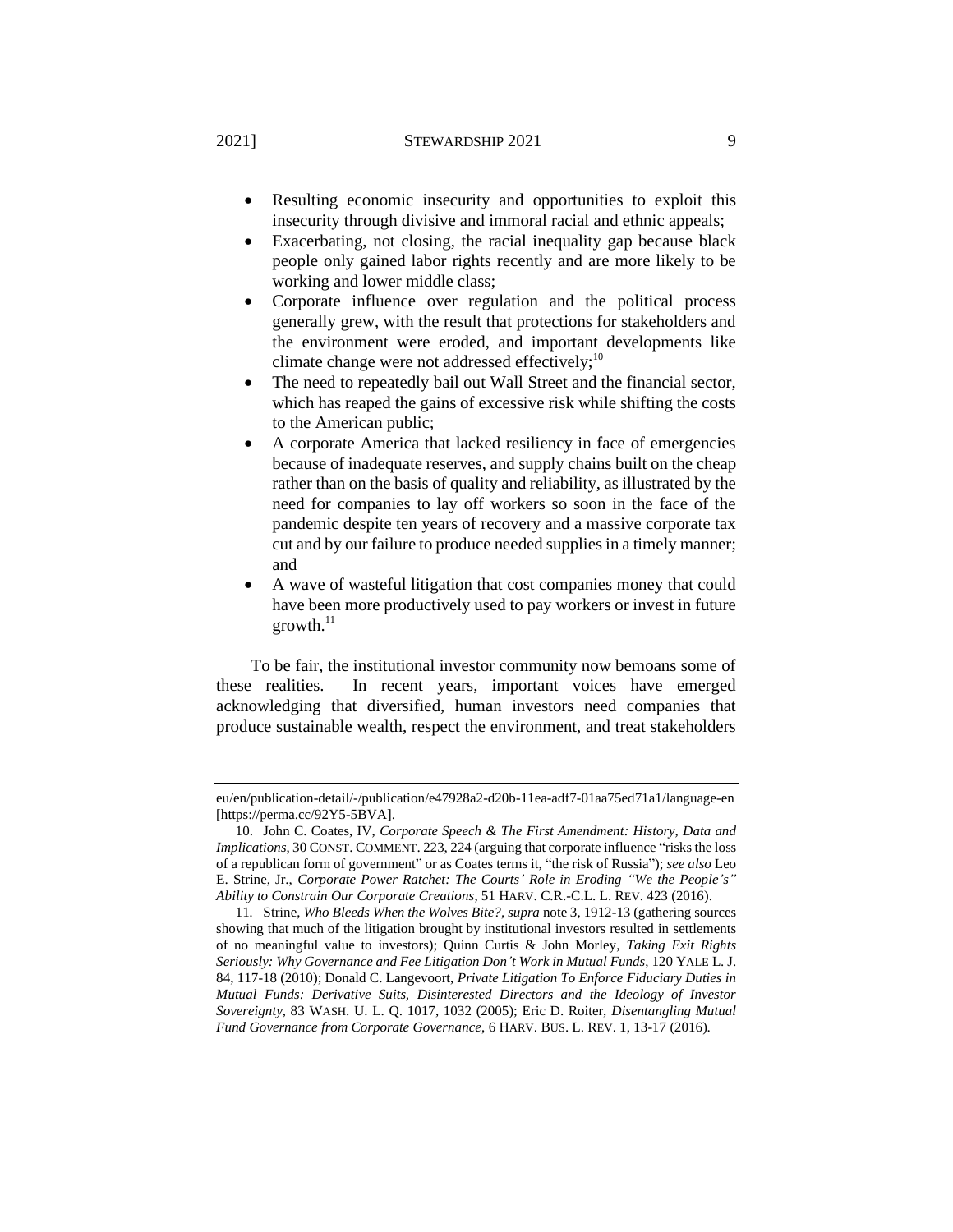- Resulting economic insecurity and opportunities to exploit this insecurity through divisive and immoral racial and ethnic appeals;
- Exacerbating, not closing, the racial inequality gap because black people only gained labor rights recently and are more likely to be working and lower middle class;
- Corporate influence over regulation and the political process generally grew, with the result that protections for stakeholders and the environment were eroded, and important developments like climate change were not addressed effectively;[10]
- The need to repeatedly bail out Wall Street and the financial sector, which has reaped the gains of excessive risk while shifting the costs to the American public;
- A corporate America that lacked resiliency in face of emergencies because of inadequate reserves, and supply chains built on the cheap rather than on the basis of quality and reliability, as illustrated by the need for companies to lay off workers so soon in the face of the pandemic despite ten years of recovery and a massive corporate tax cut and by our failure to produce needed supplies in a timely manner; and
- A wave of wasteful litigation that cost companies money that could have been more productively used to pay workers or invest in future growth.[11]

To be fair, the institutional investor community now bemoans some of these realities. In recent years, important voices have emerged acknowledging that diversified, human investors need companies that produce sustainable wealth, respect the environment, and treat stakeholders

---

eu/en/publication-detail/-/publication/e47928a2-d20b-11ea-adf7-01aa75ed71a1/language-en [https://perma.cc/92Y5-5BVA].

10. John C. Coates, IV, *Corporate Speech & The First Amendment: History, Data and Implications*, 30 CONST. COMMENT. 223, 224 (arguing that corporate influence "risks the loss of a republican form of government" or as Coates terms it, "the risk of Russia"); *see also* Leo E. Strine, Jr., *Corporate Power Ratchet: The Courts' Role in Eroding "We the People's" Ability to Constrain Our Corporate Creations*, 51 HARV. C.R.-C.L. L. REV. 423 (2016).

11. Strine, *Who Bleeds When the Wolves Bite?*, *supra* note 3, 1912-13 (gathering sources showing that much of the litigation brought by institutional investors resulted in settlements of no meaningful value to investors); Quinn Curtis & John Morley, *Taking Exit Rights Seriously: Why Governance and Fee Litigation Don't Work in Mutual Funds*, 120 YALE L. J. 84, 117-18 (2010); Donald C. Langevoort, *Private Litigation To Enforce Fiduciary Duties in Mutual Funds: Derivative Suits, Disinterested Directors and the Ideology of Investor Sovereignty*, 83 WASH. U. L. Q. 1017, 1032 (2005); Eric D. Roiter, *Disentangling Mutual Fund Governance from Corporate Governance*, 6 HARV. BUS. L. REV. 1, 13-17 (2016).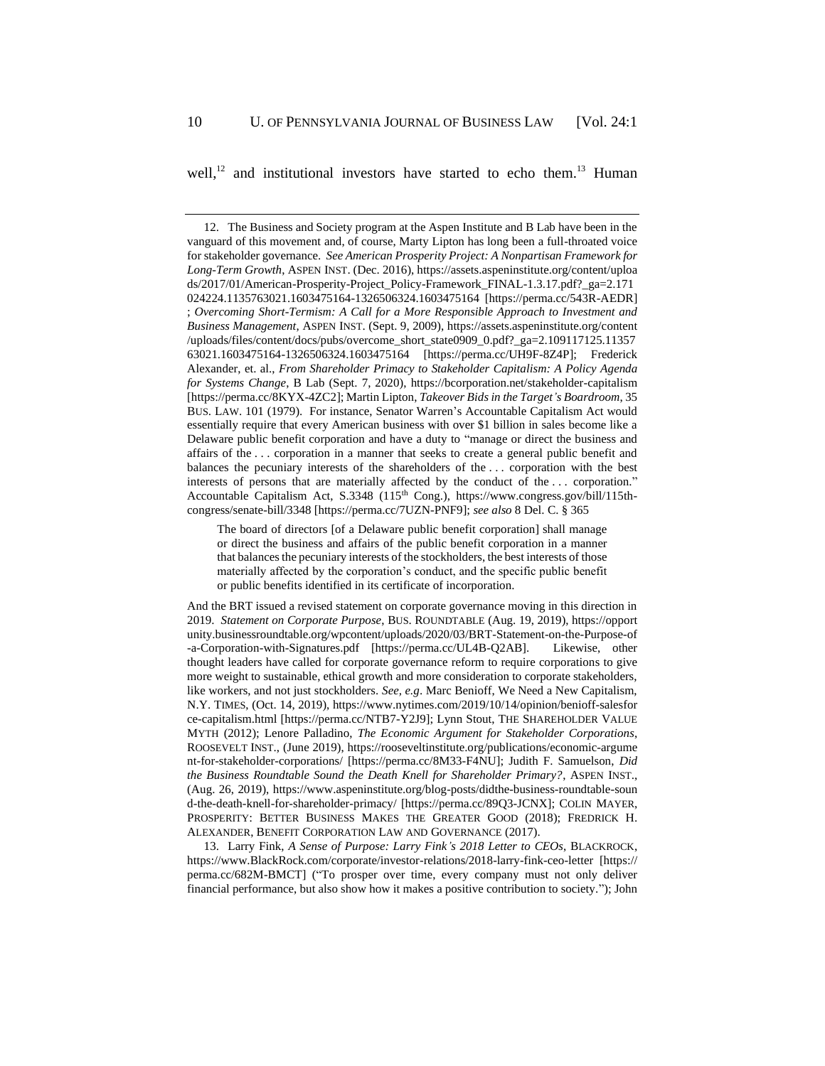well,[12] and institutional investors have started to echo them.[13] Human

---

12. The Business and Society program at the Aspen Institute and B Lab have been in the vanguard of this movement and, of course, Marty Lipton has long been a full-throated voice for stakeholder governance. *See American Prosperity Project: A Nonpartisan Framework for Long-Term Growth*, ASPEN INST. (Dec. 2016), https://assets.aspeninstitute.org/content/uploads/2017/01/American-Prosperity-Project_Policy-Framework_FINAL-1.3.17.pdf?_ga=2.171024224.1135763021.1603475164-1326506324.1603475164 [https://perma.cc/543R-AEDR]; *Overcoming Short-Termism: A Call for a More Responsible Approach to Investment and Business Management*, ASPEN INST. (Sept. 9, 2009), https://assets.aspeninstitute.org/content/uploads/files/content/docs/pubs/overcome_short_state0909_0.pdf?_ga=2.109117125.1135763021.1603475164-1326506324.1603475164 [https://perma.cc/UH9F-8Z4P]; Frederick Alexander, et. al., *From Shareholder Primacy to Stakeholder Capitalism: A Policy Agenda for Systems Change*, B Lab (Sept. 7, 2020), https://bcorporation.net/stakeholder-capitalism [https://perma.cc/8KYX-4ZC2]; Martin Lipton, *Takeover Bids in the Target's Boardroom*, 35 BUS. LAW. 101 (1979). For instance, Senator Warren's Accountable Capitalism Act would essentially require that every American business with over $1 billion in sales become like a Delaware public benefit corporation and have a duty to "manage or direct the business and affairs of the . . . corporation in a manner that seeks to create a general public benefit and balances the pecuniary interests of the shareholders of the . . . corporation with the best interests of persons that are materially affected by the conduct of the . . . corporation." Accountable Capitalism Act, S.3348 (115th Cong.), https://www.congress.gov/bill/115th-congress/senate-bill/3348 [https://perma.cc/7UZN-PNF9]; *see also* 8 Del. C. § 365

> The board of directors [of a Delaware public benefit corporation] shall manage or direct the business and affairs of the public benefit corporation in a manner that balances the pecuniary interests of the stockholders, the best interests of those materially affected by the corporation's conduct, and the specific public benefit or public benefits identified in its certificate of incorporation.

And the BRT issued a revised statement on corporate governance moving in this direction in 2019. *Statement on Corporate Purpose*, BUS. ROUNDTABLE (Aug. 19, 2019), https://opportunity.businessroundtable.org/wpcontent/uploads/2020/03/BRT-Statement-on-the-Purpose-of-a-Corporation-with-Signatures.pdf [https://perma.cc/UL4B-Q2AB]. Likewise, other thought leaders have called for corporate governance reform to require corporations to give more weight to sustainable, ethical growth and more consideration to corporate stakeholders, like workers, and not just stockholders. *See, e.g*. Marc Benioff, We Need a New Capitalism, N.Y. TIMES, (Oct. 14, 2019), https://www.nytimes.com/2019/10/14/opinion/benioff-salesforce-capitalism.html [https://perma.cc/NTB7-Y2J9]; Lynn Stout, THE SHAREHOLDER VALUE MYTH (2012); Lenore Palladino, *The Economic Argument for Stakeholder Corporations*, ROOSEVELT INST., (June 2019), https://rooseveltinstitute.org/publications/economic-argument-for-stakeholder-corporations/ [https://perma.cc/8M33-F4NU]; Judith F. Samuelson, *Did the Business Roundtable Sound the Death Knell for Shareholder Primary?*, ASPEN INST., (Aug. 26, 2019), https://www.aspeninstitute.org/blog-posts/didthe-business-roundtable-sound-the-death-knell-for-shareholder-primacy/ [https://perma.cc/89Q3-JCNX]; COLIN MAYER, PROSPERITY: BETTER BUSINESS MAKES THE GREATER GOOD (2018); FREDRICK H. ALEXANDER, BENEFIT CORPORATION LAW AND GOVERNANCE (2017).

13. Larry Fink, *A Sense of Purpose: Larry Fink's 2018 Letter to CEOs*, BLACKROCK, https://www.BlackRock.com/corporate/investor-relations/2018-larry-fink-ceo-letter [https://perma.cc/682M-BMCT] ("To prosper over time, every company must not only deliver financial performance, but also show how it makes a positive contribution to society."); John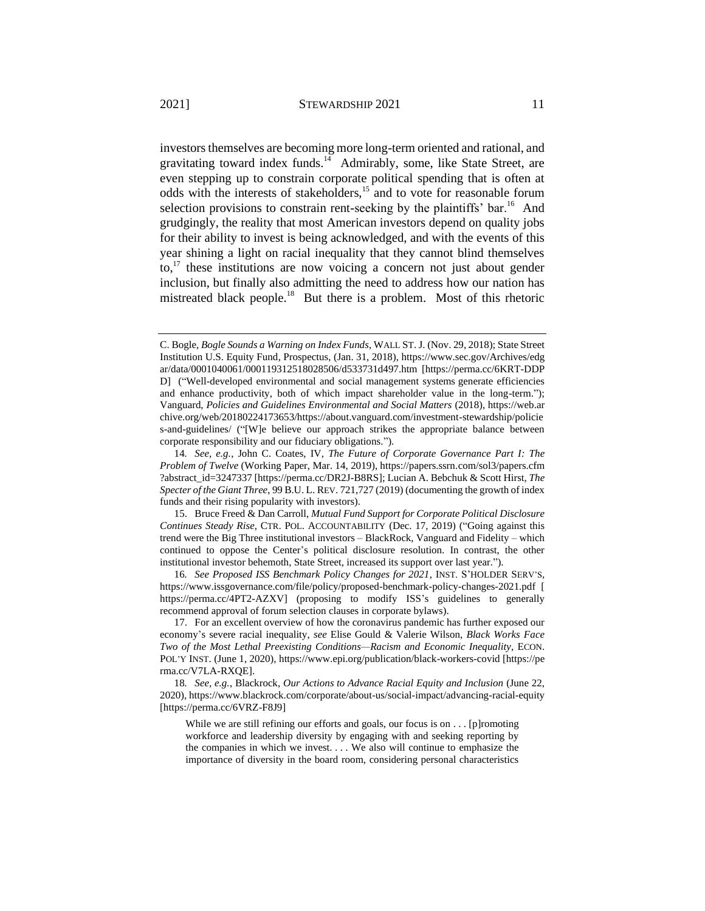investors themselves are becoming more long-term oriented and rational, and gravitating toward index funds.[14] Admirably, some, like State Street, are even stepping up to constrain corporate political spending that is often at odds with the interests of stakeholders,[15] and to vote for reasonable forum selection provisions to constrain rent-seeking by the plaintiffs' bar.[16] And grudgingly, the reality that most American investors depend on quality jobs for their ability to invest is being acknowledged, and with the events of this year shining a light on racial inequality that they cannot blind themselves to,[17] these institutions are now voicing a concern not just about gender inclusion, but finally also admitting the need to address how our nation has mistreated black people.[18] But there is a problem. Most of this rhetoric

---

C. Bogle, *Bogle Sounds a Warning on Index Funds*, WALL ST. J. (Nov. 29, 2018); State Street Institution U.S. Equity Fund, Prospectus, (Jan. 31, 2018), https://www.sec.gov/Archives/edgar/data/0001040061/000119312518028506/d533731d497.htm [https://perma.cc/6KRT-DDPD] ("Well-developed environmental and social management systems generate efficiencies and enhance productivity, both of which impact shareholder value in the long-term."); Vanguard, *Policies and Guidelines Environmental and Social Matters* (2018), https://web.archive.org/web/20180224173653/https://about.vanguard.com/investment-stewardship/policies-and-guidelines/ ("[W]e believe our approach strikes the appropriate balance between corporate responsibility and our fiduciary obligations.").

14. *See, e.g.*, John C. Coates, IV, *The Future of Corporate Governance Part I: The Problem of Twelve* (Working Paper, Mar. 14, 2019), https://papers.ssrn.com/sol3/papers.cfm?abstract_id=3247337 [https://perma.cc/DR2J-B8RS]; Lucian A. Bebchuk & Scott Hirst, *The Specter of the Giant Three*, 99 B.U. L. REV. 721,727 (2019) (documenting the growth of index funds and their rising popularity with investors).

15. Bruce Freed & Dan Carroll, *Mutual Fund Support for Corporate Political Disclosure Continues Steady Rise*, CTR. POL. ACCOUNTABILITY (Dec. 17, 2019) ("Going against this trend were the Big Three institutional investors – BlackRock, Vanguard and Fidelity – which continued to oppose the Center's political disclosure resolution. In contrast, the other institutional investor behemoth, State Street, increased its support over last year.").

16. *See Proposed ISS Benchmark Policy Changes for 2021*, INST. S'HOLDER SERV'S, https://www.issgovernance.com/file/policy/proposed-benchmark-policy-changes-2021.pdf [https://perma.cc/4PT2-AZXV] (proposing to modify ISS's guidelines to generally recommend approval of forum selection clauses in corporate bylaws).

17. For an excellent overview of how the coronavirus pandemic has further exposed our economy's severe racial inequality, *see* Elise Gould & Valerie Wilson, *Black Works Face Two of the Most Lethal Preexisting Conditions—Racism and Economic Inequality*, ECON. POL'Y INST. (June 1, 2020), https://www.epi.org/publication/black-workers-covid [https://perma.cc/V7LA-RXQE].

18. *See, e.g.*, Blackrock, *Our Actions to Advance Racial Equity and Inclusion* (June 22, 2020), https://www.blackrock.com/corporate/about-us/social-impact/advancing-racial-equity [https://perma.cc/6VRZ-F8J9]

> While we are still refining our efforts and goals, our focus is on . . . [p]romoting workforce and leadership diversity by engaging with and seeking reporting by the companies in which we invest. . . . We also will continue to emphasize the importance of diversity in the board room, considering personal characteristics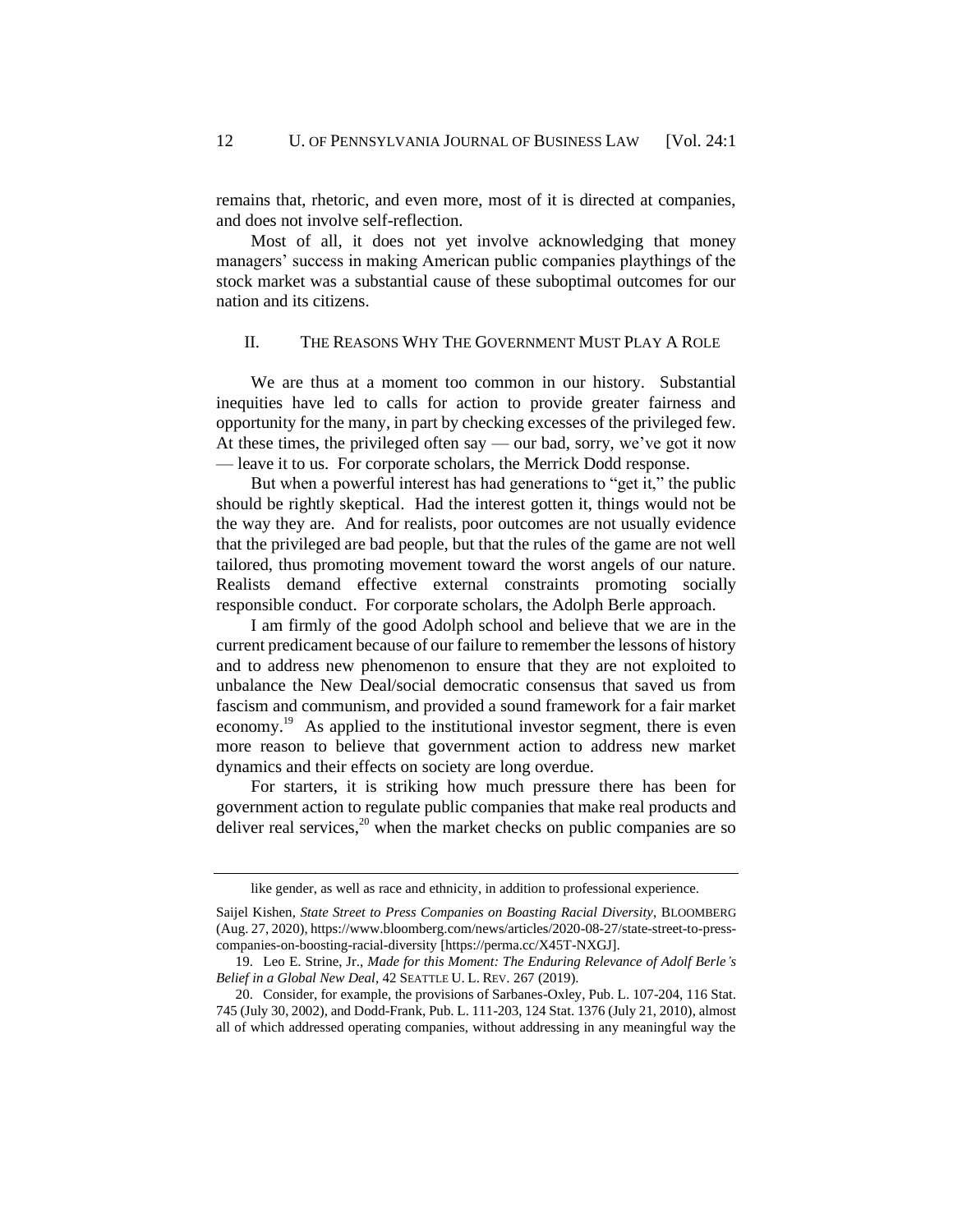remains that, rhetoric, and even more, most of it is directed at companies, and does not involve self-reflection.

Most of all, it does not yet involve acknowledging that money managers' success in making American public companies playthings of the stock market was a substantial cause of these suboptimal outcomes for our nation and its citizens.

## II. THE REASONS WHY THE GOVERNMENT MUST PLAY A ROLE

We are thus at a moment too common in our history. Substantial inequities have led to calls for action to provide greater fairness and opportunity for the many, in part by checking excesses of the privileged few. At these times, the privileged often say — our bad, sorry, we've got it now — leave it to us. For corporate scholars, the Merrick Dodd response.

But when a powerful interest has had generations to "get it," the public should be rightly skeptical. Had the interest gotten it, things would not be the way they are. And for realists, poor outcomes are not usually evidence that the privileged are bad people, but that the rules of the game are not well tailored, thus promoting movement toward the worst angels of our nature. Realists demand effective external constraints promoting socially responsible conduct. For corporate scholars, the Adolph Berle approach.

I am firmly of the good Adolph school and believe that we are in the current predicament because of our failure to remember the lessons of history and to address new phenomenon to ensure that they are not exploited to unbalance the New Deal/social democratic consensus that saved us from fascism and communism, and provided a sound framework for a fair market economy.[19] As applied to the institutional investor segment, there is even more reason to believe that government action to address new market dynamics and their effects on society are long overdue.

For starters, it is striking how much pressure there has been for government action to regulate public companies that make real products and deliver real services,[20] when the market checks on public companies are so

---

like gender, as well as race and ethnicity, in addition to professional experience.

Saijel Kishen, *State Street to Press Companies on Boasting Racial Diversity*, BLOOMBERG (Aug. 27, 2020), https://www.bloomberg.com/news/articles/2020-08-27/state-street-to-press-companies-on-boosting-racial-diversity [https://perma.cc/X45T-NXGJ].

19. Leo E. Strine, Jr., *Made for this Moment: The Enduring Relevance of Adolf Berle's Belief in a Global New Deal*, 42 SEATTLE U. L. REV. 267 (2019).

20. Consider, for example, the provisions of Sarbanes-Oxley, Pub. L. 107-204, 116 Stat. 745 (July 30, 2002), and Dodd-Frank, Pub. L. 111-203, 124 Stat. 1376 (July 21, 2010), almost all of which addressed operating companies, without addressing in any meaningful way the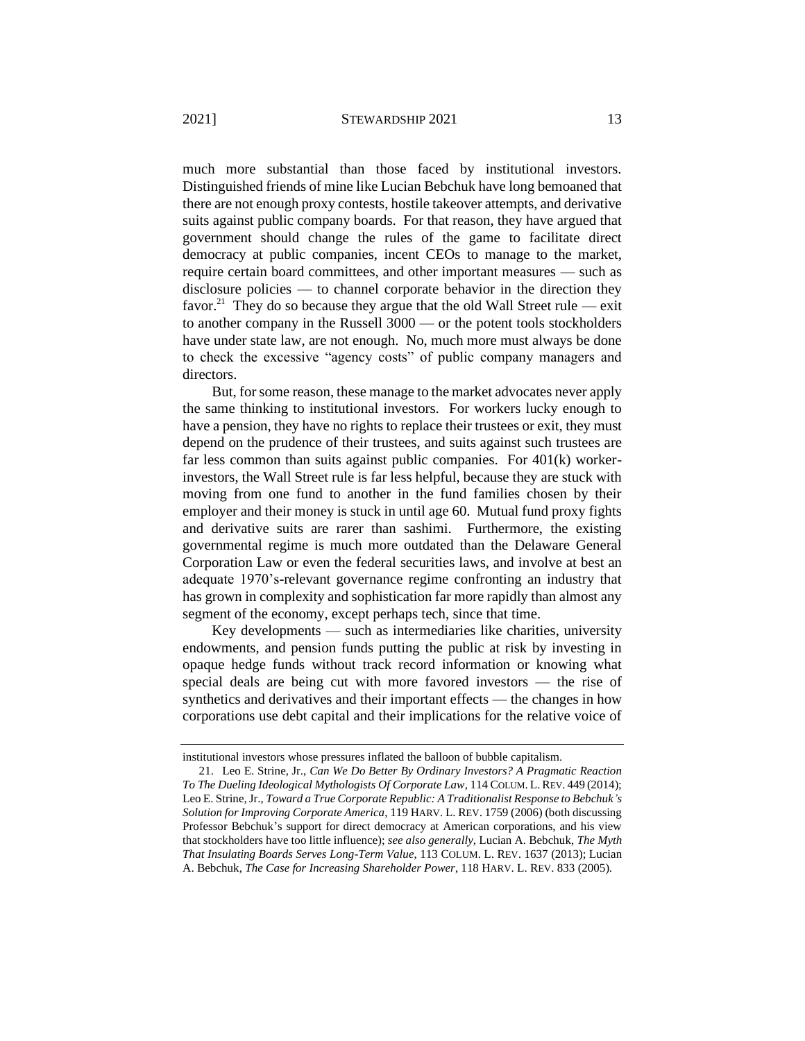much more substantial than those faced by institutional investors. Distinguished friends of mine like Lucian Bebchuk have long bemoaned that there are not enough proxy contests, hostile takeover attempts, and derivative suits against public company boards. For that reason, they have argued that government should change the rules of the game to facilitate direct democracy at public companies, incent CEOs to manage to the market, require certain board committees, and other important measures — such as disclosure policies — to channel corporate behavior in the direction they favor.[21] They do so because they argue that the old Wall Street rule — exit to another company in the Russell 3000 — or the potent tools stockholders have under state law, are not enough. No, much more must always be done to check the excessive "agency costs" of public company managers and directors.

But, for some reason, these manage to the market advocates never apply the same thinking to institutional investors. For workers lucky enough to have a pension, they have no rights to replace their trustees or exit, they must depend on the prudence of their trustees, and suits against such trustees are far less common than suits against public companies. For 401(k) worker-investors, the Wall Street rule is far less helpful, because they are stuck with moving from one fund to another in the fund families chosen by their employer and their money is stuck in until age 60. Mutual fund proxy fights and derivative suits are rarer than sashimi. Furthermore, the existing governmental regime is much more outdated than the Delaware General Corporation Law or even the federal securities laws, and involve at best an adequate 1970's-relevant governance regime confronting an industry that has grown in complexity and sophistication far more rapidly than almost any segment of the economy, except perhaps tech, since that time.

Key developments — such as intermediaries like charities, university endowments, and pension funds putting the public at risk by investing in opaque hedge funds without track record information or knowing what special deals are being cut with more favored investors — the rise of synthetics and derivatives and their important effects — the changes in how corporations use debt capital and their implications for the relative voice of

---

institutional investors whose pressures inflated the balloon of bubble capitalism.

21. Leo E. Strine, Jr., *Can We Do Better By Ordinary Investors? A Pragmatic Reaction To The Dueling Ideological Mythologists Of Corporate Law*, 114 COLUM. L. REV. 449 (2014); Leo E. Strine, Jr., *Toward a True Corporate Republic: A Traditionalist Response to Bebchuk's Solution for Improving Corporate America*, 119 HARV. L. REV. 1759 (2006) (both discussing Professor Bebchuk's support for direct democracy at American corporations, and his view that stockholders have too little influence); *see also generally*, Lucian A. Bebchuk, *The Myth That Insulating Boards Serves Long-Term Value*, 113 COLUM. L. REV. 1637 (2013); Lucian A. Bebchuk, *The Case for Increasing Shareholder Power*, 118 HARV. L. REV. 833 (2005).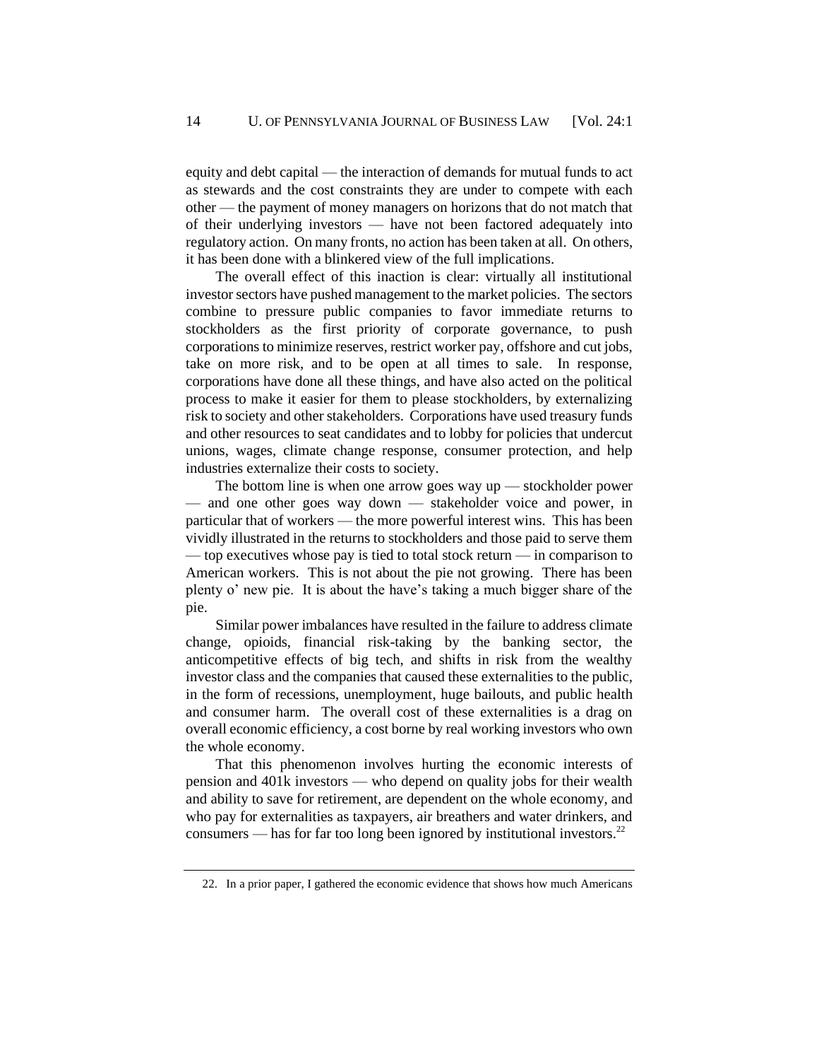equity and debt capital — the interaction of demands for mutual funds to act as stewards and the cost constraints they are under to compete with each other — the payment of money managers on horizons that do not match that of their underlying investors — have not been factored adequately into regulatory action. On many fronts, no action has been taken at all. On others, it has been done with a blinkered view of the full implications.

The overall effect of this inaction is clear: virtually all institutional investor sectors have pushed management to the market policies. The sectors combine to pressure public companies to favor immediate returns to stockholders as the first priority of corporate governance, to push corporations to minimize reserves, restrict worker pay, offshore and cut jobs, take on more risk, and to be open at all times to sale. In response, corporations have done all these things, and have also acted on the political process to make it easier for them to please stockholders, by externalizing risk to society and other stakeholders. Corporations have used treasury funds and other resources to seat candidates and to lobby for policies that undercut unions, wages, climate change response, consumer protection, and help industries externalize their costs to society.

The bottom line is when one arrow goes way up — stockholder power — and one other goes way down — stakeholder voice and power, in particular that of workers — the more powerful interest wins. This has been vividly illustrated in the returns to stockholders and those paid to serve them — top executives whose pay is tied to total stock return — in comparison to American workers. This is not about the pie not growing. There has been plenty o' new pie. It is about the have's taking a much bigger share of the pie.

Similar power imbalances have resulted in the failure to address climate change, opioids, financial risk-taking by the banking sector, the anticompetitive effects of big tech, and shifts in risk from the wealthy investor class and the companies that caused these externalities to the public, in the form of recessions, unemployment, huge bailouts, and public health and consumer harm. The overall cost of these externalities is a drag on overall economic efficiency, a cost borne by real working investors who own the whole economy.

That this phenomenon involves hurting the economic interests of pension and 401k investors — who depend on quality jobs for their wealth and ability to save for retirement, are dependent on the whole economy, and who pay for externalities as taxpayers, air breathers and water drinkers, and consumers — has for far too long been ignored by institutional investors.[22]

22. In a prior paper, I gathered the economic evidence that shows how much Americans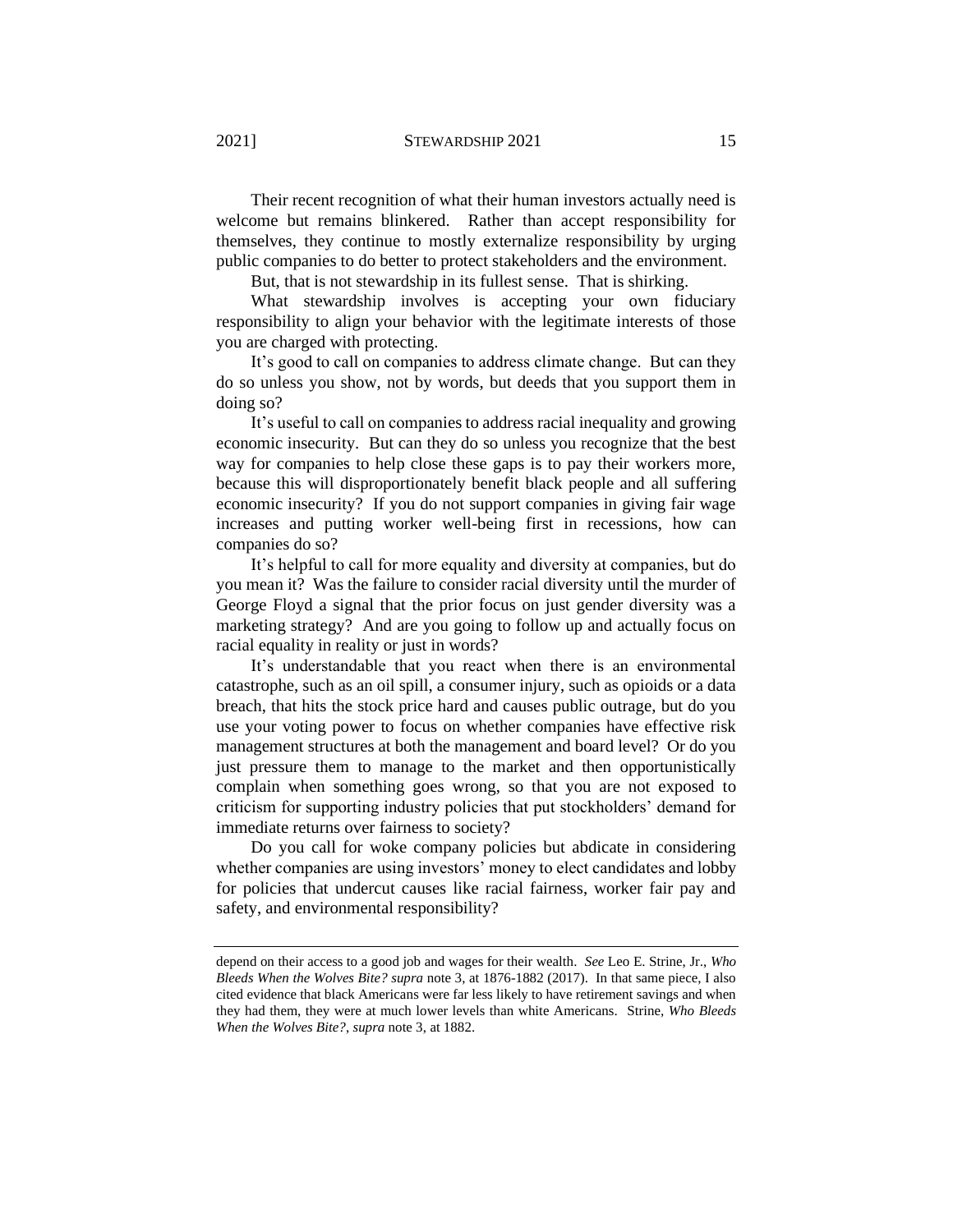Their recent recognition of what their human investors actually need is welcome but remains blinkered. Rather than accept responsibility for themselves, they continue to mostly externalize responsibility by urging public companies to do better to protect stakeholders and the environment.

But, that is not stewardship in its fullest sense. That is shirking.

What stewardship involves is accepting your own fiduciary responsibility to align your behavior with the legitimate interests of those you are charged with protecting.

It's good to call on companies to address climate change. But can they do so unless you show, not by words, but deeds that you support them in doing so?

It's useful to call on companies to address racial inequality and growing economic insecurity. But can they do so unless you recognize that the best way for companies to help close these gaps is to pay their workers more, because this will disproportionately benefit black people and all suffering economic insecurity? If you do not support companies in giving fair wage increases and putting worker well-being first in recessions, how can companies do so?

It's helpful to call for more equality and diversity at companies, but do you mean it? Was the failure to consider racial diversity until the murder of George Floyd a signal that the prior focus on just gender diversity was a marketing strategy? And are you going to follow up and actually focus on racial equality in reality or just in words?

It's understandable that you react when there is an environmental catastrophe, such as an oil spill, a consumer injury, such as opioids or a data breach, that hits the stock price hard and causes public outrage, but do you use your voting power to focus on whether companies have effective risk management structures at both the management and board level? Or do you just pressure them to manage to the market and then opportunistically complain when something goes wrong, so that you are not exposed to criticism for supporting industry policies that put stockholders' demand for immediate returns over fairness to society?

Do you call for woke company policies but abdicate in considering whether companies are using investors' money to elect candidates and lobby for policies that undercut causes like racial fairness, worker fair pay and safety, and environmental responsibility?

---

depend on their access to a good job and wages for their wealth. *See* Leo E. Strine, Jr., *Who Bleeds When the Wolves Bite? supra* note 3, at 1876-1882 (2017). In that same piece, I also cited evidence that black Americans were far less likely to have retirement savings and when they had them, they were at much lower levels than white Americans. Strine, *Who Bleeds When the Wolves Bite?*, *supra* note 3, at 1882.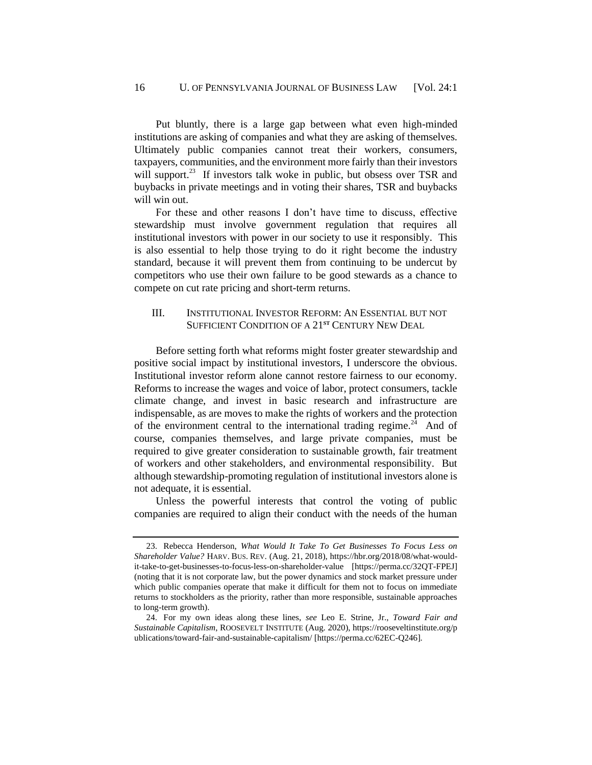Put bluntly, there is a large gap between what even high-minded institutions are asking of companies and what they are asking of themselves. Ultimately public companies cannot treat their workers, consumers, taxpayers, communities, and the environment more fairly than their investors will support.[23] If investors talk woke in public, but obsess over TSR and buybacks in private meetings and in voting their shares, TSR and buybacks will win out.

For these and other reasons I don't have time to discuss, effective stewardship must involve government regulation that requires all institutional investors with power in our society to use it responsibly. This is also essential to help those trying to do it right become the industry standard, because it will prevent them from continuing to be undercut by competitors who use their own failure to be good stewards as a chance to compete on cut rate pricing and short-term returns.

## III. Institutional Investor Reform: An Essential but not Sufficient Condition of a 21st Century New Deal

Before setting forth what reforms might foster greater stewardship and positive social impact by institutional investors, I underscore the obvious. Institutional investor reform alone cannot restore fairness to our economy. Reforms to increase the wages and voice of labor, protect consumers, tackle climate change, and invest in basic research and infrastructure are indispensable, as are moves to make the rights of workers and the protection of the environment central to the international trading regime.[24] And of course, companies themselves, and large private companies, must be required to give greater consideration to sustainable growth, fair treatment of workers and other stakeholders, and environmental responsibility. But although stewardship-promoting regulation of institutional investors alone is not adequate, it is essential.

Unless the powerful interests that control the voting of public companies are required to align their conduct with the needs of the human

---

23. Rebecca Henderson, *What Would It Take To Get Businesses To Focus Less on Shareholder Value?* HARV. BUS. REV. (Aug. 21, 2018), https://hbr.org/2018/08/what-would-it-take-to-get-businesses-to-focus-less-on-shareholder-value [https://perma.cc/32QT-FPEJ] (noting that it is not corporate law, but the power dynamics and stock market pressure under which public companies operate that make it difficult for them not to focus on immediate returns to stockholders as the priority, rather than more responsible, sustainable approaches to long-term growth).

24. For my own ideas along these lines, *see* Leo E. Strine, Jr., *Toward Fair and Sustainable Capitalism*, ROOSEVELT INSTITUTE (Aug. 2020), https://rooseveltinstitute.org/publications/toward-fair-and-sustainable-capitalism/ [https://perma.cc/62EC-Q246].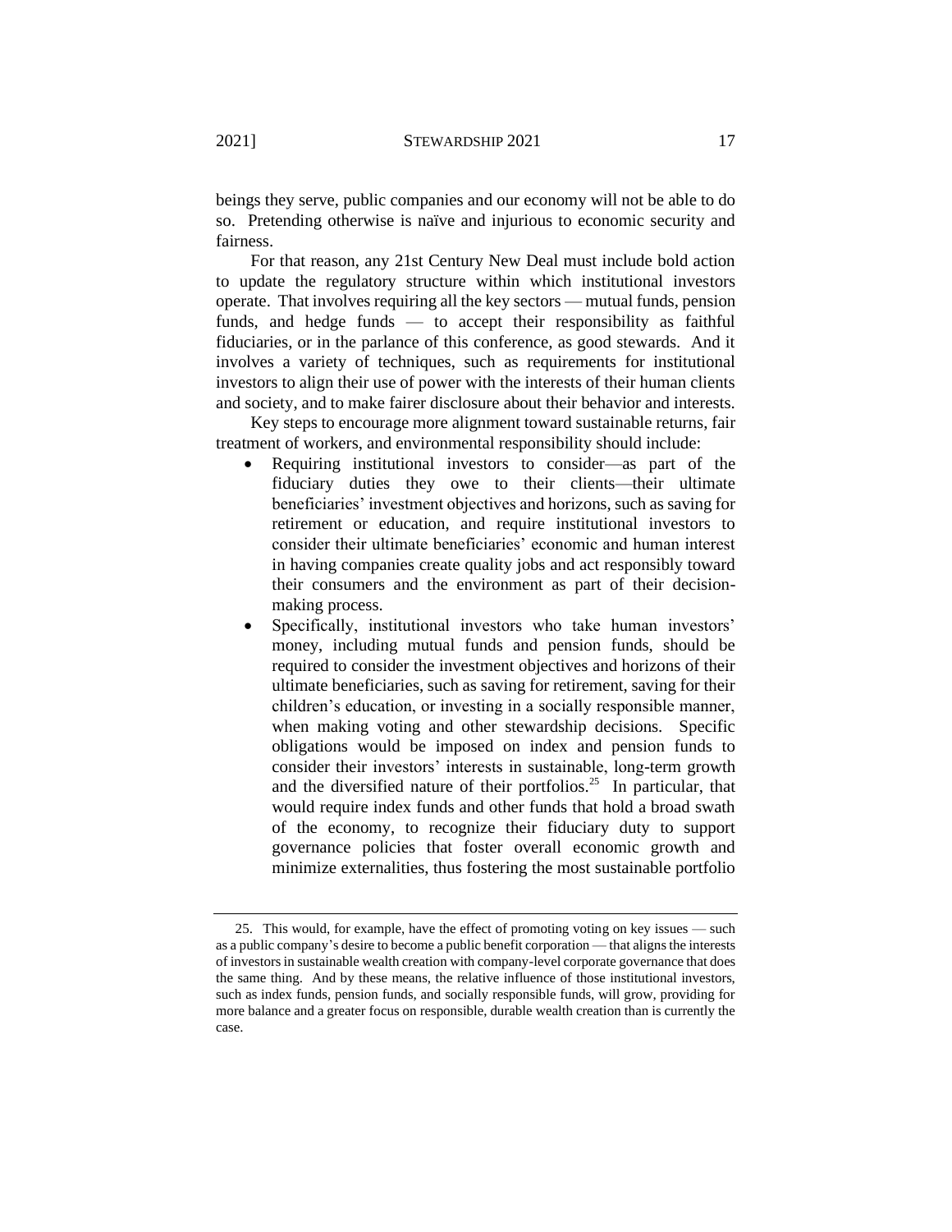beings they serve, public companies and our economy will not be able to do so. Pretending otherwise is naïve and injurious to economic security and fairness.

For that reason, any 21st Century New Deal must include bold action to update the regulatory structure within which institutional investors operate. That involves requiring all the key sectors — mutual funds, pension funds, and hedge funds — to accept their responsibility as faithful fiduciaries, or in the parlance of this conference, as good stewards. And it involves a variety of techniques, such as requirements for institutional investors to align their use of power with the interests of their human clients and society, and to make fairer disclosure about their behavior and interests.

Key steps to encourage more alignment toward sustainable returns, fair treatment of workers, and environmental responsibility should include:

- Requiring institutional investors to consider—as part of the fiduciary duties they owe to their clients—their ultimate beneficiaries' investment objectives and horizons, such as saving for retirement or education, and require institutional investors to consider their ultimate beneficiaries' economic and human interest in having companies create quality jobs and act responsibly toward their consumers and the environment as part of their decision-making process.
- Specifically, institutional investors who take human investors' money, including mutual funds and pension funds, should be required to consider the investment objectives and horizons of their ultimate beneficiaries, such as saving for retirement, saving for their children's education, or investing in a socially responsible manner, when making voting and other stewardship decisions. Specific obligations would be imposed on index and pension funds to consider their investors' interests in sustainable, long-term growth and the diversified nature of their portfolios.[25] In particular, that would require index funds and other funds that hold a broad swath of the economy, to recognize their fiduciary duty to support governance policies that foster overall economic growth and minimize externalities, thus fostering the most sustainable portfolio

---

25. This would, for example, have the effect of promoting voting on key issues — such as a public company's desire to become a public benefit corporation — that aligns the interests of investors in sustainable wealth creation with company-level corporate governance that does the same thing. And by these means, the relative influence of those institutional investors, such as index funds, pension funds, and socially responsible funds, will grow, providing for more balance and a greater focus on responsible, durable wealth creation than is currently the case.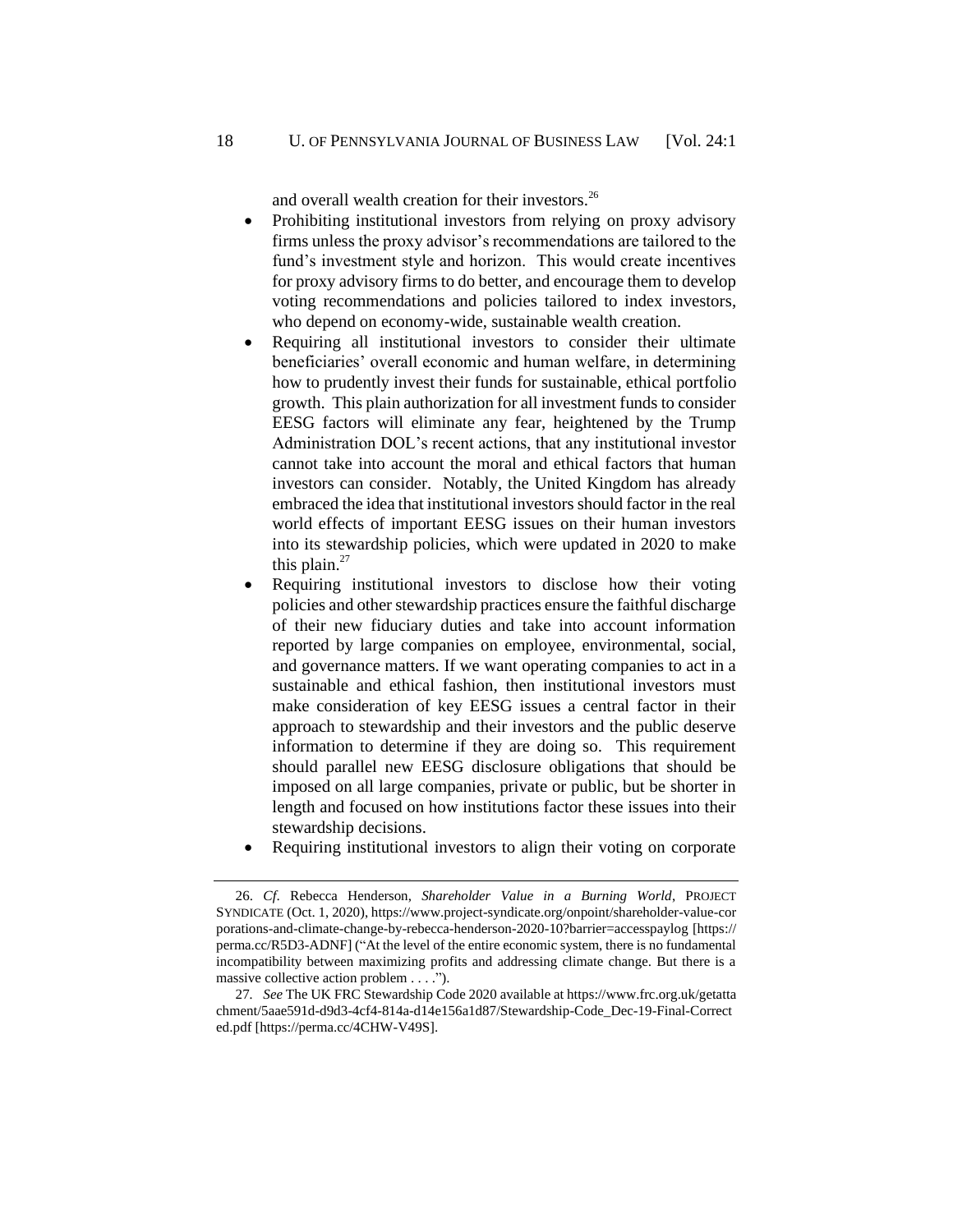and overall wealth creation for their investors.[26]

- Prohibiting institutional investors from relying on proxy advisory firms unless the proxy advisor's recommendations are tailored to the fund's investment style and horizon. This would create incentives for proxy advisory firms to do better, and encourage them to develop voting recommendations and policies tailored to index investors, who depend on economy-wide, sustainable wealth creation.
- Requiring all institutional investors to consider their ultimate beneficiaries' overall economic and human welfare, in determining how to prudently invest their funds for sustainable, ethical portfolio growth. This plain authorization for all investment funds to consider EESG factors will eliminate any fear, heightened by the Trump Administration DOL's recent actions, that any institutional investor cannot take into account the moral and ethical factors that human investors can consider. Notably, the United Kingdom has already embraced the idea that institutional investors should factor in the real world effects of important EESG issues on their human investors into its stewardship policies, which were updated in 2020 to make this plain.[27]
- Requiring institutional investors to disclose how their voting policies and other stewardship practices ensure the faithful discharge of their new fiduciary duties and take into account information reported by large companies on employee, environmental, social, and governance matters. If we want operating companies to act in a sustainable and ethical fashion, then institutional investors must make consideration of key EESG issues a central factor in their approach to stewardship and their investors and the public deserve information to determine if they are doing so. This requirement should parallel new EESG disclosure obligations that should be imposed on all large companies, private or public, but be shorter in length and focused on how institutions factor these issues into their stewardship decisions.
- Requiring institutional investors to align their voting on corporate

---

26. *Cf.* Rebecca Henderson, *Shareholder Value in a Burning World*, PROJECT SYNDICATE (Oct. 1, 2020), https://www.project-syndicate.org/onpoint/shareholder-value-corporations-and-climate-change-by-rebecca-henderson-2020-10?barrier=accesspaylog [https://perma.cc/R5D3-ADNF] ("At the level of the entire economic system, there is no fundamental incompatibility between maximizing profits and addressing climate change. But there is a massive collective action problem . . . .").

27. *See* The UK FRC Stewardship Code 2020 available at https://www.frc.org.uk/getattachment/5aae591d-d9d3-4cf4-814a-d14e156a1d87/Stewardship-Code_Dec-19-Final-Corrected.pdf [https://perma.cc/4CHW-V49S].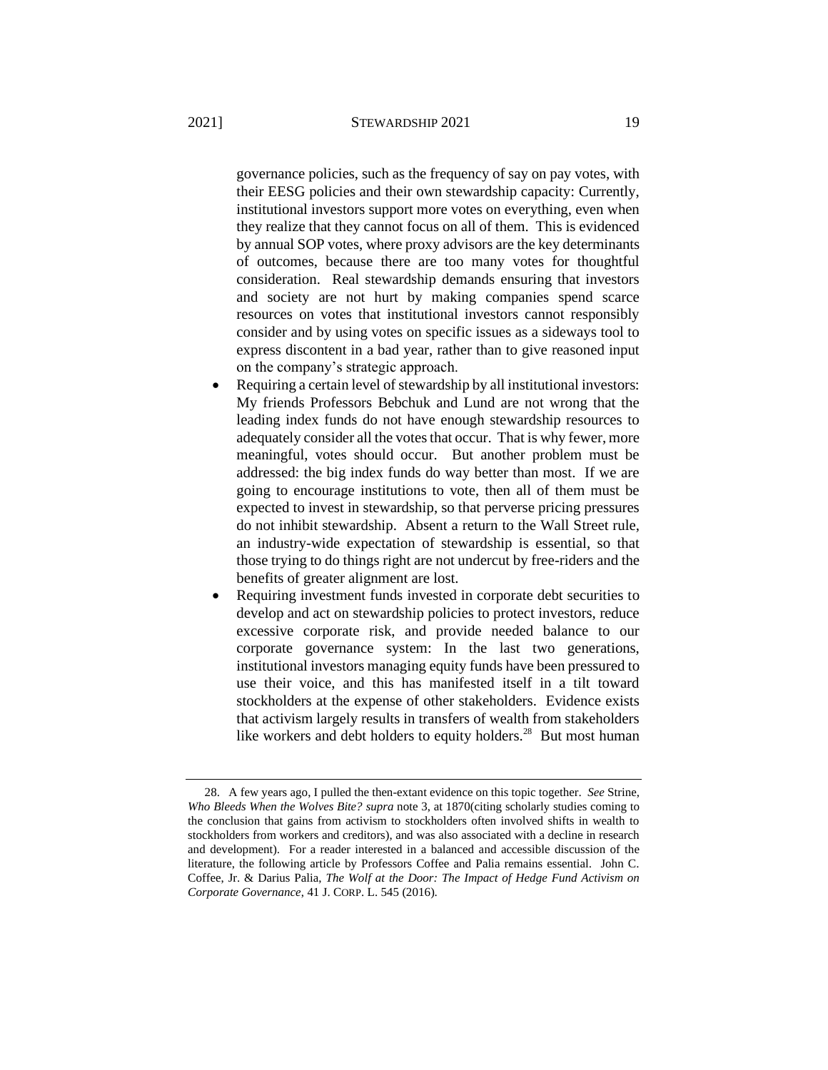governance policies, such as the frequency of say on pay votes, with their EESG policies and their own stewardship capacity: Currently, institutional investors support more votes on everything, even when they realize that they cannot focus on all of them. This is evidenced by annual SOP votes, where proxy advisors are the key determinants of outcomes, because there are too many votes for thoughtful consideration. Real stewardship demands ensuring that investors and society are not hurt by making companies spend scarce resources on votes that institutional investors cannot responsibly consider and by using votes on specific issues as a sideways tool to express discontent in a bad year, rather than to give reasoned input on the company's strategic approach.

- Requiring a certain level of stewardship by all institutional investors: My friends Professors Bebchuk and Lund are not wrong that the leading index funds do not have enough stewardship resources to adequately consider all the votes that occur. That is why fewer, more meaningful, votes should occur. But another problem must be addressed: the big index funds do way better than most. If we are going to encourage institutions to vote, then all of them must be expected to invest in stewardship, so that perverse pricing pressures do not inhibit stewardship. Absent a return to the Wall Street rule, an industry-wide expectation of stewardship is essential, so that those trying to do things right are not undercut by free-riders and the benefits of greater alignment are lost.
- Requiring investment funds invested in corporate debt securities to develop and act on stewardship policies to protect investors, reduce excessive corporate risk, and provide needed balance to our corporate governance system: In the last two generations, institutional investors managing equity funds have been pressured to use their voice, and this has manifested itself in a tilt toward stockholders at the expense of other stakeholders. Evidence exists that activism largely results in transfers of wealth from stakeholders like workers and debt holders to equity holders.[28] But most human

---

28. A few years ago, I pulled the then-extant evidence on this topic together. *See* Strine, *Who Bleeds When the Wolves Bite? supra* note 3, at 1870(citing scholarly studies coming to the conclusion that gains from activism to stockholders often involved shifts in wealth to stockholders from workers and creditors), and was also associated with a decline in research and development). For a reader interested in a balanced and accessible discussion of the literature, the following article by Professors Coffee and Palia remains essential. John C. Coffee, Jr. & Darius Palia, *The Wolf at the Door: The Impact of Hedge Fund Activism on Corporate Governance*, 41 J. CORP. L. 545 (2016).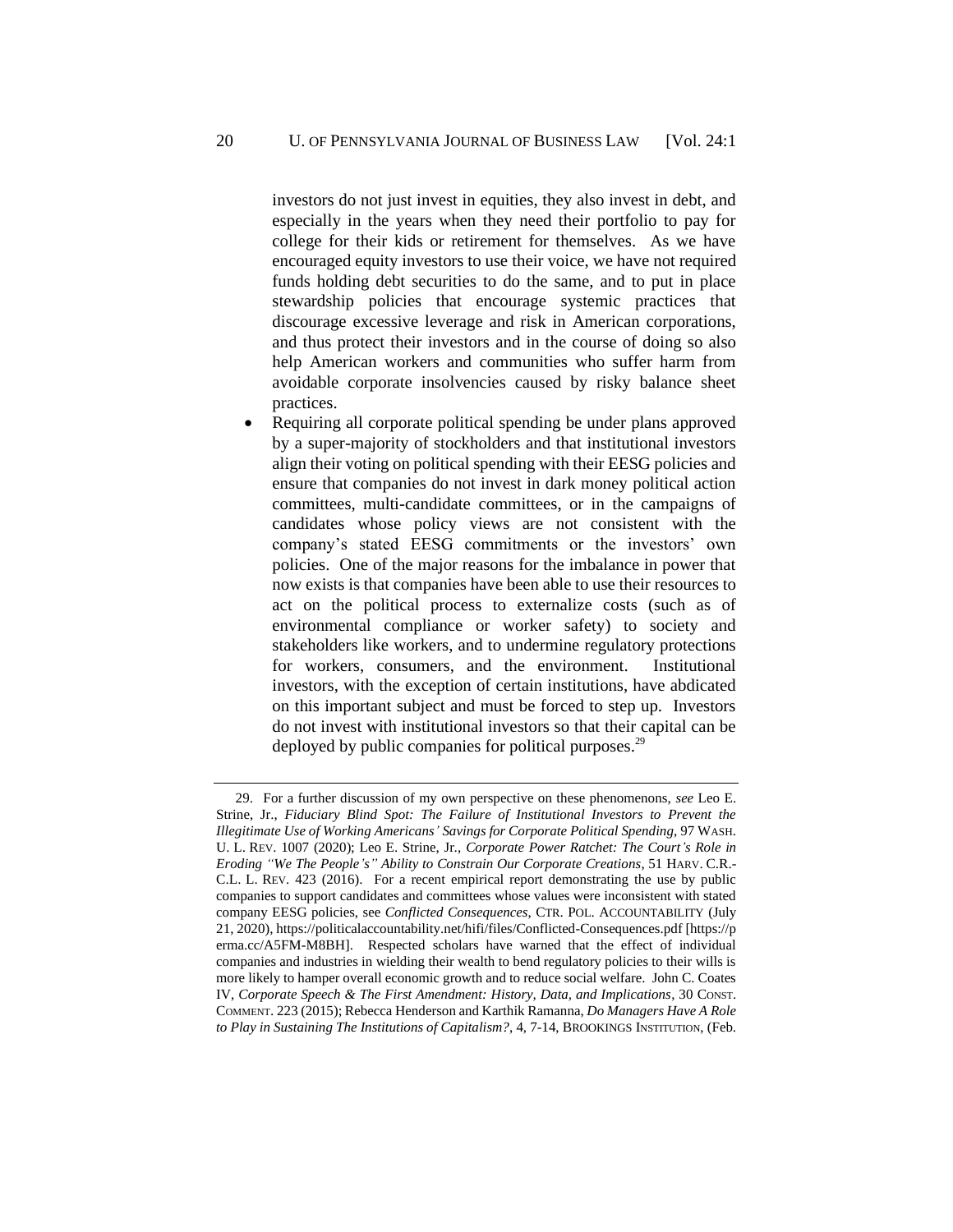investors do not just invest in equities, they also invest in debt, and especially in the years when they need their portfolio to pay for college for their kids or retirement for themselves. As we have encouraged equity investors to use their voice, we have not required funds holding debt securities to do the same, and to put in place stewardship policies that encourage systemic practices that discourage excessive leverage and risk in American corporations, and thus protect their investors and in the course of doing so also help American workers and communities who suffer harm from avoidable corporate insolvencies caused by risky balance sheet practices.

- Requiring all corporate political spending be under plans approved by a super-majority of stockholders and that institutional investors align their voting on political spending with their EESG policies and ensure that companies do not invest in dark money political action committees, multi-candidate committees, or in the campaigns of candidates whose policy views are not consistent with the company's stated EESG commitments or the investors' own policies. One of the major reasons for the imbalance in power that now exists is that companies have been able to use their resources to act on the political process to externalize costs (such as of environmental compliance or worker safety) to society and stakeholders like workers, and to undermine regulatory protections for workers, consumers, and the environment. Institutional investors, with the exception of certain institutions, have abdicated on this important subject and must be forced to step up. Investors do not invest with institutional investors so that their capital can be deployed by public companies for political purposes.[29]

---

29. For a further discussion of my own perspective on these phenomenons, *see* Leo E. Strine, Jr., *Fiduciary Blind Spot: The Failure of Institutional Investors to Prevent the Illegitimate Use of Working Americans' Savings for Corporate Political Spending*, 97 WASH. U. L. REV. 1007 (2020); Leo E. Strine, Jr., *Corporate Power Ratchet: The Court's Role in Eroding "We The People's" Ability to Constrain Our Corporate Creations*, 51 HARV. C.R.-C.L. L. REV. 423 (2016). For a recent empirical report demonstrating the use by public companies to support candidates and committees whose values were inconsistent with stated company EESG policies, see *Conflicted Consequences*, CTR. POL. ACCOUNTABILITY (July 21, 2020), https://politicalaccountability.net/hifi/files/Conflicted-Consequences.pdf [https://perma.cc/A5FM-M8BH]. Respected scholars have warned that the effect of individual companies and industries in wielding their wealth to bend regulatory policies to their wills is more likely to hamper overall economic growth and to reduce social welfare. John C. Coates IV, *Corporate Speech & The First Amendment: History, Data, and Implications*, 30 CONST. COMMENT. 223 (2015); Rebecca Henderson and Karthik Ramanna, *Do Managers Have A Role to Play in Sustaining The Institutions of Capitalism?*, 4, 7-14, BROOKINGS INSTITUTION, (Feb.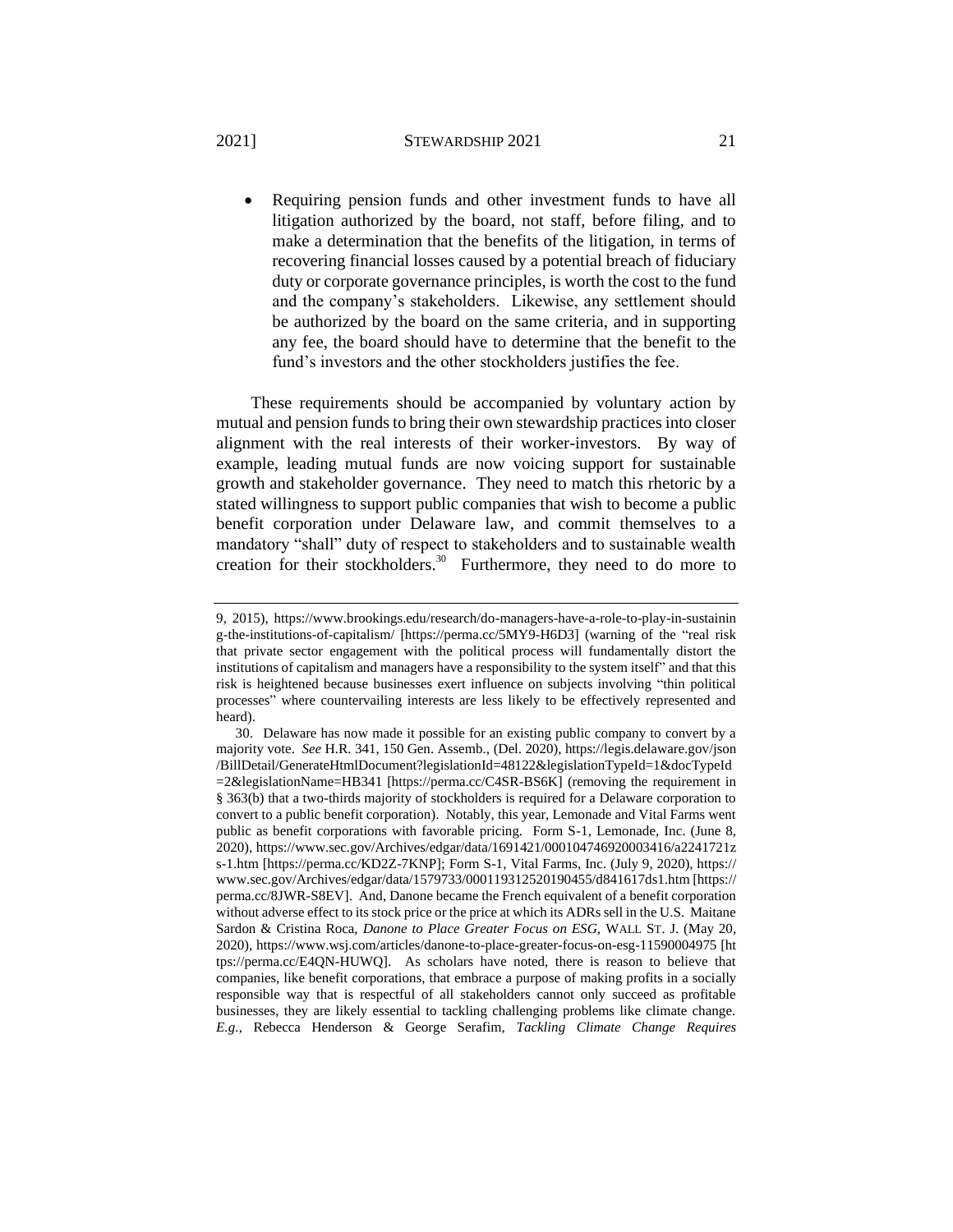- Requiring pension funds and other investment funds to have all litigation authorized by the board, not staff, before filing, and to make a determination that the benefits of the litigation, in terms of recovering financial losses caused by a potential breach of fiduciary duty or corporate governance principles, is worth the cost to the fund and the company's stakeholders. Likewise, any settlement should be authorized by the board on the same criteria, and in supporting any fee, the board should have to determine that the benefit to the fund's investors and the other stockholders justifies the fee.

These requirements should be accompanied by voluntary action by mutual and pension funds to bring their own stewardship practices into closer alignment with the real interests of their worker-investors. By way of example, leading mutual funds are now voicing support for sustainable growth and stakeholder governance. They need to match this rhetoric by a stated willingness to support public companies that wish to become a public benefit corporation under Delaware law, and commit themselves to a mandatory "shall" duty of respect to stakeholders and to sustainable wealth creation for their stockholders.[30] Furthermore, they need to do more to

---

9, 2015), https://www.brookings.edu/research/do-managers-have-a-role-to-play-in-sustaining-the-institutions-of-capitalism/ [https://perma.cc/5MY9-H6D3] (warning of the "real risk that private sector engagement with the political process will fundamentally distort the institutions of capitalism and managers have a responsibility to the system itself" and that this risk is heightened because businesses exert influence on subjects involving "thin political processes" where countervailing interests are less likely to be effectively represented and heard).

30. Delaware has now made it possible for an existing public company to convert by a majority vote. *See* H.R. 341, 150 Gen. Assemb., (Del. 2020), https://legis.delaware.gov/json/BillDetail/GenerateHtmlDocument?legislationId=48122&legislationTypeId=1&docTypeId=2&legislationName=HB341 [https://perma.cc/C4SR-BS6K] (removing the requirement in § 363(b) that a two-thirds majority of stockholders is required for a Delaware corporation to convert to a public benefit corporation). Notably, this year, Lemonade and Vital Farms went public as benefit corporations with favorable pricing. Form S-1, Lemonade, Inc. (June 8, 2020), https://www.sec.gov/Archives/edgar/data/1691421/000104746920003416/a2241721zs-1.htm [https://perma.cc/KD2Z-7KNP]; Form S-1, Vital Farms, Inc. (July 9, 2020), https://www.sec.gov/Archives/edgar/data/1579733/000119312520190455/d841617ds1.htm [https://perma.cc/8JWR-S8EV]. And, Danone became the French equivalent of a benefit corporation without adverse effect to its stock price or the price at which its ADRs sell in the U.S. Maitane Sardon & Cristina Roca, *Danone to Place Greater Focus on ESG*, WALL ST. J. (May 20, 2020), https://www.wsj.com/articles/danone-to-place-greater-focus-on-esg-11590004975 [https://perma.cc/E4QN-HUWQ]. As scholars have noted, there is reason to believe that companies, like benefit corporations, that embrace a purpose of making profits in a socially responsible way that is respectful of all stakeholders cannot only succeed as profitable businesses, they are likely essential to tackling challenging problems like climate change. *E.g.*, Rebecca Henderson & George Serafim, *Tackling Climate Change Requires*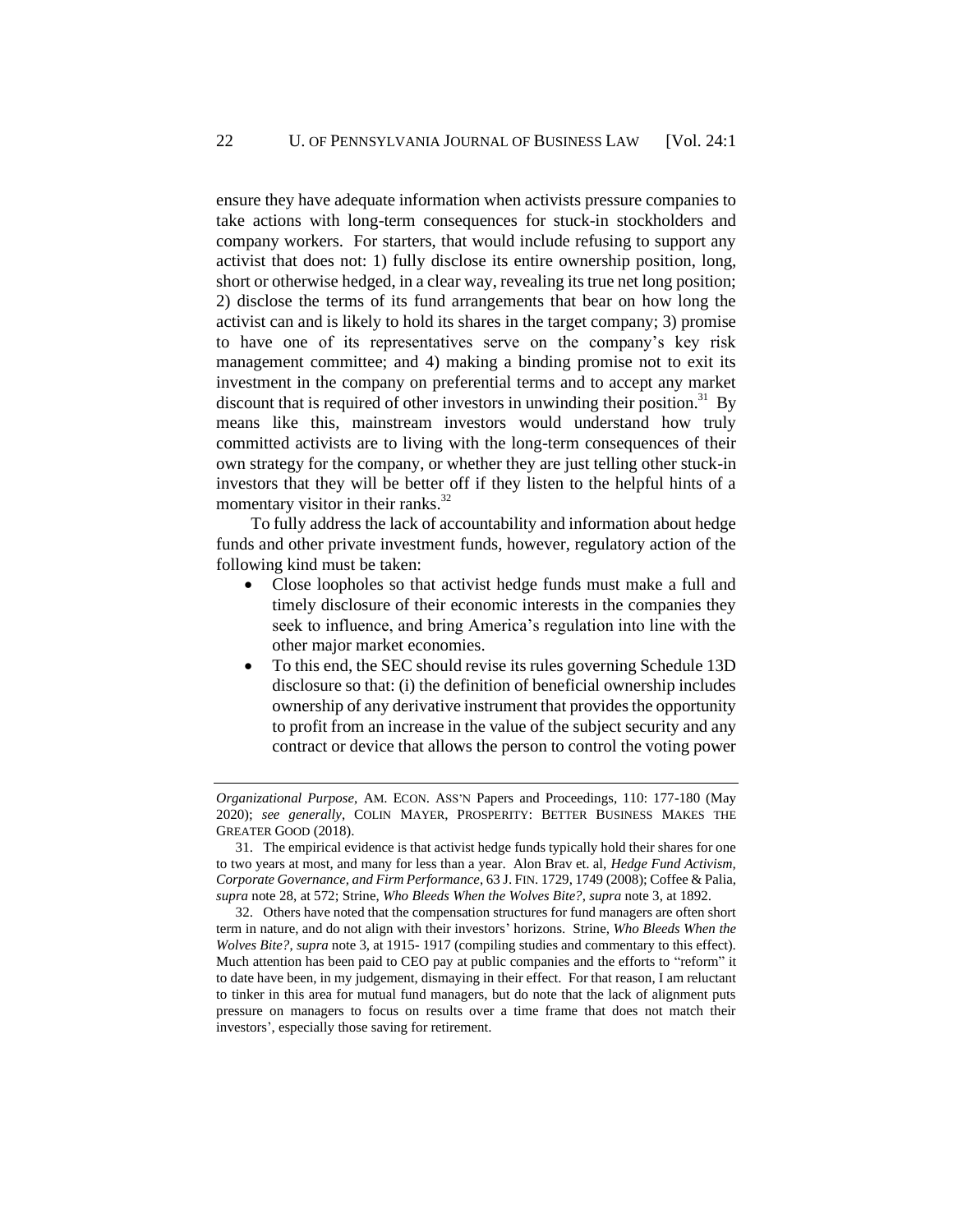ensure they have adequate information when activists pressure companies to take actions with long-term consequences for stuck-in stockholders and company workers. For starters, that would include refusing to support any activist that does not: 1) fully disclose its entire ownership position, long, short or otherwise hedged, in a clear way, revealing its true net long position; 2) disclose the terms of its fund arrangements that bear on how long the activist can and is likely to hold its shares in the target company; 3) promise to have one of its representatives serve on the company's key risk management committee; and 4) making a binding promise not to exit its investment in the company on preferential terms and to accept any market discount that is required of other investors in unwinding their position.[31] By means like this, mainstream investors would understand how truly committed activists are to living with the long-term consequences of their own strategy for the company, or whether they are just telling other stuck-in investors that they will be better off if they listen to the helpful hints of a momentary visitor in their ranks.[32]

To fully address the lack of accountability and information about hedge funds and other private investment funds, however, regulatory action of the following kind must be taken:

- Close loopholes so that activist hedge funds must make a full and timely disclosure of their economic interests in the companies they seek to influence, and bring America's regulation into line with the other major market economies.
- To this end, the SEC should revise its rules governing Schedule 13D disclosure so that: (i) the definition of beneficial ownership includes ownership of any derivative instrument that provides the opportunity to profit from an increase in the value of the subject security and any contract or device that allows the person to control the voting power

---

*Organizational Purpose*, AM. ECON. ASS'N Papers and Proceedings, 110: 177-180 (May 2020); *see generally*, COLIN MAYER, PROSPERITY: BETTER BUSINESS MAKES THE GREATER GOOD (2018).

31. The empirical evidence is that activist hedge funds typically hold their shares for one to two years at most, and many for less than a year. Alon Brav et. al, *Hedge Fund Activism, Corporate Governance, and Firm Performance*, 63 J. FIN. 1729, 1749 (2008); Coffee & Palia, *supra* note 28, at 572; Strine, *Who Bleeds When the Wolves Bite?*, *supra* note 3, at 1892.

32. Others have noted that the compensation structures for fund managers are often short term in nature, and do not align with their investors' horizons. Strine, *Who Bleeds When the Wolves Bite?*, *supra* note 3, at 1915- 1917 (compiling studies and commentary to this effect). Much attention has been paid to CEO pay at public companies and the efforts to "reform" it to date have been, in my judgement, dismaying in their effect. For that reason, I am reluctant to tinker in this area for mutual fund managers, but do note that the lack of alignment puts pressure on managers to focus on results over a time frame that does not match their investors', especially those saving for retirement.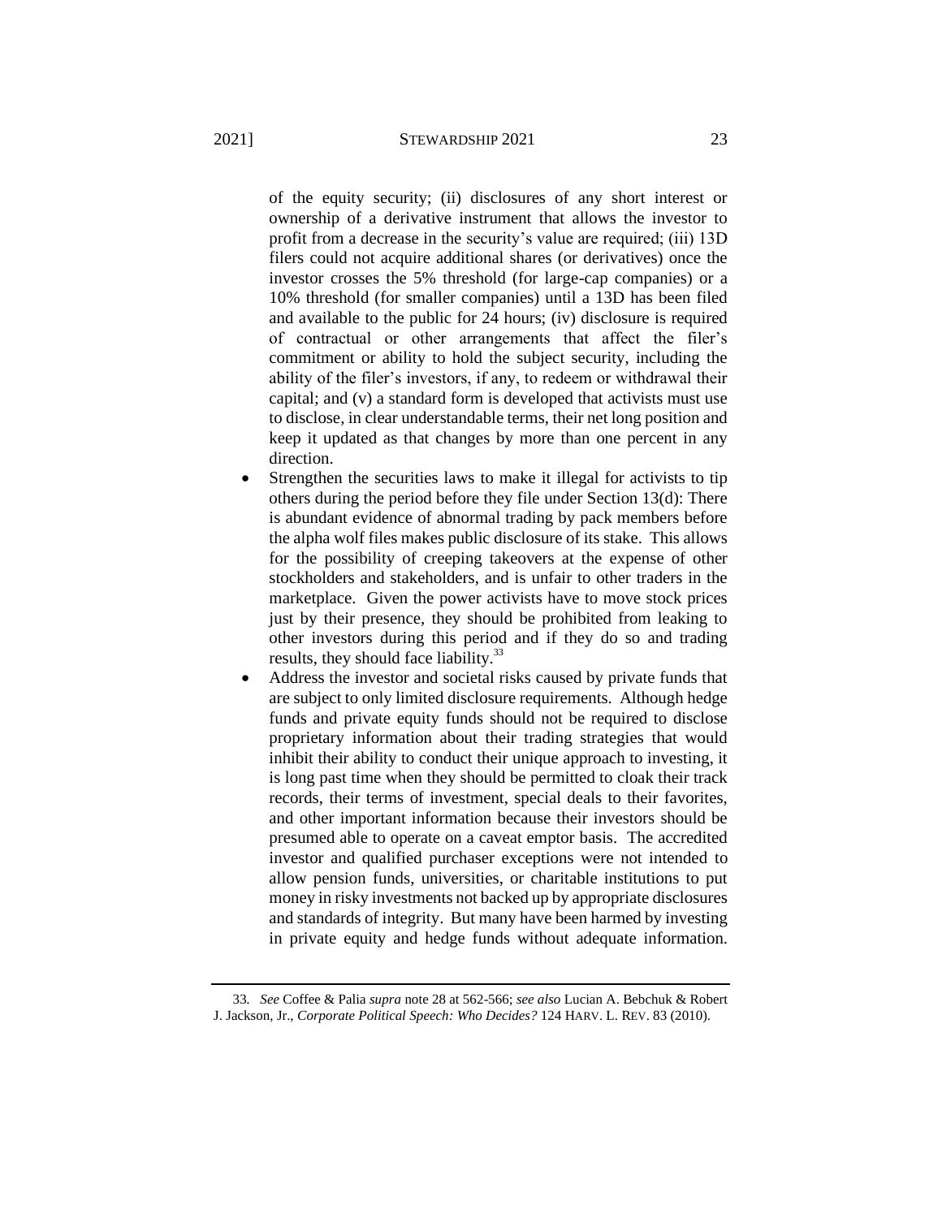of the equity security; (ii) disclosures of any short interest or ownership of a derivative instrument that allows the investor to profit from a decrease in the security's value are required; (iii) 13D filers could not acquire additional shares (or derivatives) once the investor crosses the 5% threshold (for large-cap companies) or a 10% threshold (for smaller companies) until a 13D has been filed and available to the public for 24 hours; (iv) disclosure is required of contractual or other arrangements that affect the filer's commitment or ability to hold the subject security, including the ability of the filer's investors, if any, to redeem or withdrawal their capital; and (v) a standard form is developed that activists must use to disclose, in clear understandable terms, their net long position and keep it updated as that changes by more than one percent in any direction.

- Strengthen the securities laws to make it illegal for activists to tip others during the period before they file under Section 13(d): There is abundant evidence of abnormal trading by pack members before the alpha wolf files makes public disclosure of its stake. This allows for the possibility of creeping takeovers at the expense of other stockholders and stakeholders, and is unfair to other traders in the marketplace. Given the power activists have to move stock prices just by their presence, they should be prohibited from leaking to other investors during this period and if they do so and trading results, they should face liability.[33]
- Address the investor and societal risks caused by private funds that are subject to only limited disclosure requirements. Although hedge funds and private equity funds should not be required to disclose proprietary information about their trading strategies that would inhibit their ability to conduct their unique approach to investing, it is long past time when they should be permitted to cloak their track records, their terms of investment, special deals to their favorites, and other important information because their investors should be presumed able to operate on a caveat emptor basis. The accredited investor and qualified purchaser exceptions were not intended to allow pension funds, universities, or charitable institutions to put money in risky investments not backed up by appropriate disclosures and standards of integrity. But many have been harmed by investing in private equity and hedge funds without adequate information.

---

33. *See* Coffee & Palia *supra* note 28 at 562-566; *see also* Lucian A. Bebchuk & Robert J. Jackson, Jr., *Corporate Political Speech: Who Decides?* 124 HARV. L. REV. 83 (2010).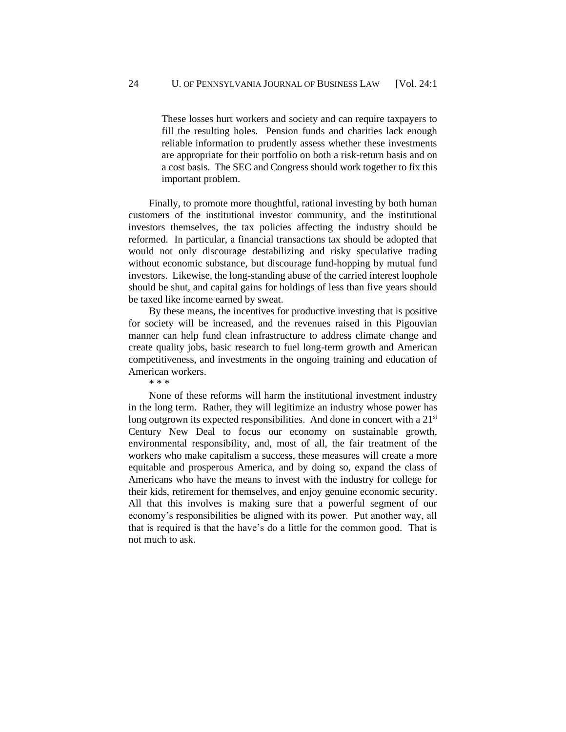> These losses hurt workers and society and can require taxpayers to fill the resulting holes. Pension funds and charities lack enough reliable information to prudently assess whether these investments are appropriate for their portfolio on both a risk-return basis and on a cost basis. The SEC and Congress should work together to fix this important problem.

Finally, to promote more thoughtful, rational investing by both human customers of the institutional investor community, and the institutional investors themselves, the tax policies affecting the industry should be reformed. In particular, a financial transactions tax should be adopted that would not only discourage destabilizing and risky speculative trading without economic substance, but discourage fund-hopping by mutual fund investors. Likewise, the long-standing abuse of the carried interest loophole should be shut, and capital gains for holdings of less than five years should be taxed like income earned by sweat.

By these means, the incentives for productive investing that is positive for society will be increased, and the revenues raised in this Pigouvian manner can help fund clean infrastructure to address climate change and create quality jobs, basic research to fuel long-term growth and American competitiveness, and investments in the ongoing training and education of American workers.

\* \* \*

None of these reforms will harm the institutional investment industry in the long term. Rather, they will legitimize an industry whose power has long outgrown its expected responsibilities. And done in concert with a 21st Century New Deal to focus our economy on sustainable growth, environmental responsibility, and, most of all, the fair treatment of the workers who make capitalism a success, these measures will create a more equitable and prosperous America, and by doing so, expand the class of Americans who have the means to invest with the industry for college for their kids, retirement for themselves, and enjoy genuine economic security. All that this involves is making sure that a powerful segment of our economy's responsibilities be aligned with its power. Put another way, all that is required is that the have's do a little for the common good. That is not much to ask.